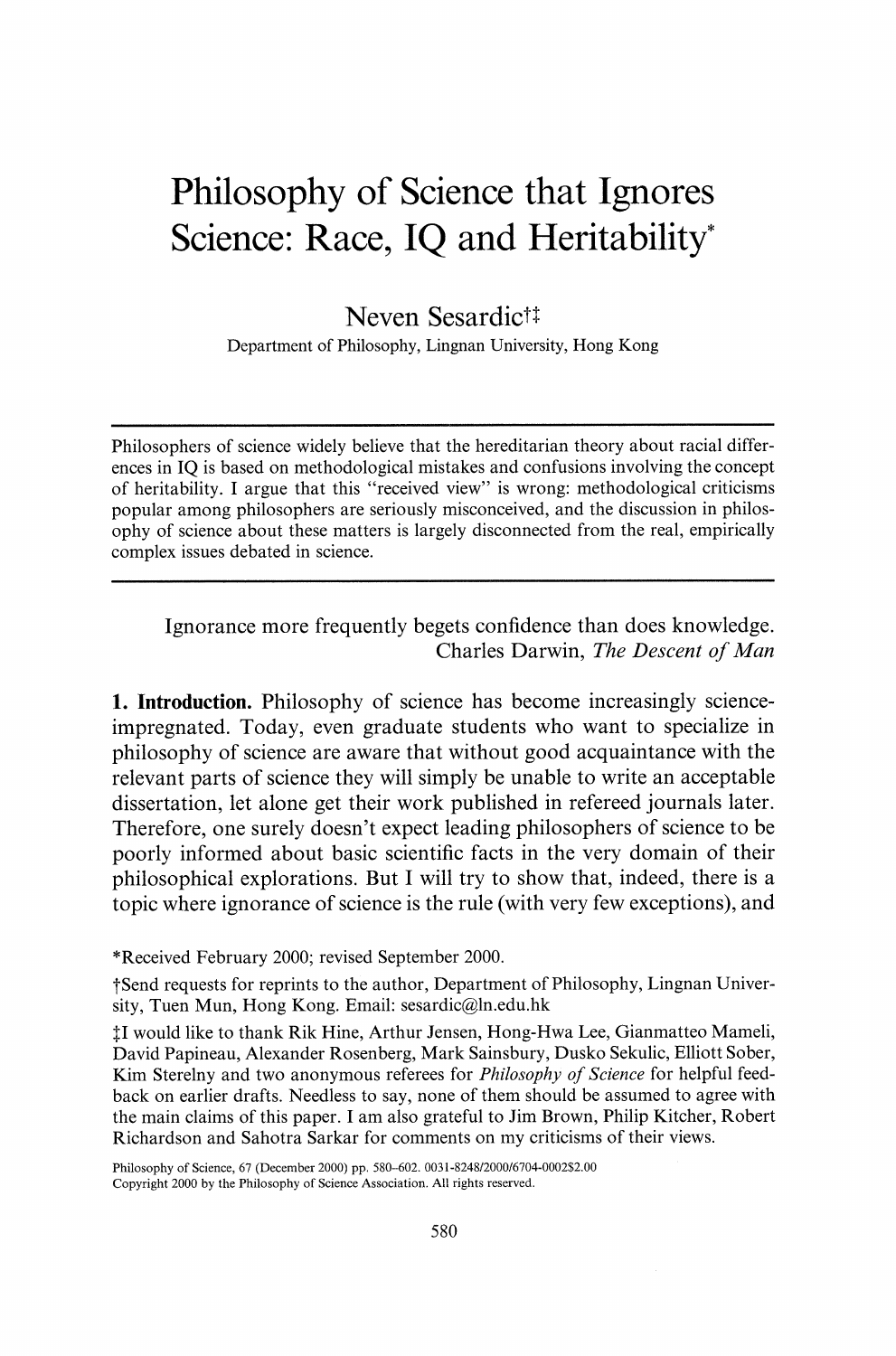# Philosophy of Science that Ignores Science: Race, IQ and Heritability*

**Neven Sesardic†‡**

Department of Philosophy, Lingnan University, Hong Kong

---

Philosophers of science widely believe that the hereditarian theory about racial differences in IQ is based on methodological mistakes and confusions involving the concept of heritability. I argue that this "received view" is wrong: methodological criticisms popular among philosophers are seriously misconceived, and the discussion in philosophy of science about these matters is largely disconnected from the real, empirically complex issues debated in science.

---

> Ignorance more frequently begets confidence than does knowledge.
>
> Charles Darwin, *The Descent of Man*

**1. Introduction.** Philosophy of science has become increasingly science-impregnated. Today, even graduate students who want to specialize in philosophy of science are aware that without good acquaintance with the relevant parts of science they will simply be unable to write an acceptable dissertation, let alone get their work published in refereed journals later. Therefore, one surely doesn't expect leading philosophers of science to be poorly informed about basic scientific facts in the very domain of their philosophical explorations. But I will try to show that, indeed, there is a topic where ignorance of science is the rule (with very few exceptions), and

*Received February 2000; revised September 2000.

†Send requests for reprints to the author, Department of Philosophy, Lingnan University, Tuen Mun, Hong Kong. Email: sesardic@ln.edu.hk

‡I would like to thank Rik Hine, Arthur Jensen, Hong-Hwa Lee, Gianmatteo Mameli, David Papineau, Alexander Rosenberg, Mark Sainsbury, Dusko Sekulic, Elliott Sober, Kim Sterelny and two anonymous referees for *Philosophy of Science* for helpful feedback on earlier drafts. Needless to say, none of them should be assumed to agree with the main claims of this paper. I am also grateful to Jim Brown, Philip Kitcher, Robert Richardson and Sahotra Sarkar for comments on my criticisms of their views.

Philosophy of Science, 67 (December 2000) pp. 580–602. 0031-8248/2000/6704-0002$2.00
Copyright 2000 by the Philosophy of Science Association. All rights reserved.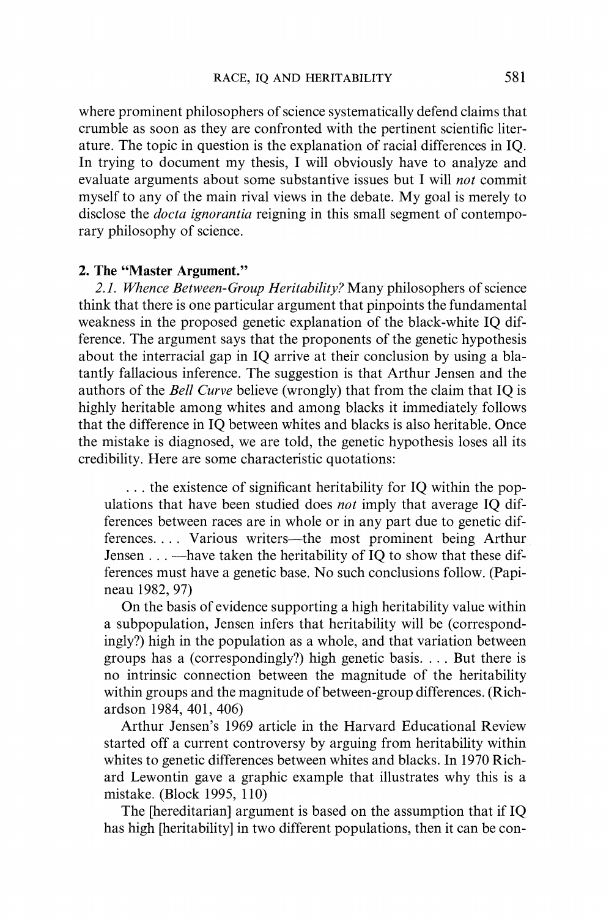where prominent philosophers of science systematically defend claims that crumble as soon as they are confronted with the pertinent scientific literature. The topic in question is the explanation of racial differences in IQ. In trying to document my thesis, I will obviously have to analyze and evaluate arguments about some substantive issues but I will *not* commit myself to any of the main rival views in the debate. My goal is merely to disclose the *docta ignorantia* reigning in this small segment of contemporary philosophy of science.

## 2. The "Master Argument."

*2.1. Whence Between-Group Heritability?* Many philosophers of science think that there is one particular argument that pinpoints the fundamental weakness in the proposed genetic explanation of the black-white IQ difference. The argument says that the proponents of the genetic hypothesis about the interracial gap in IQ arrive at their conclusion by using a blatantly fallacious inference. The suggestion is that Arthur Jensen and the authors of the *Bell Curve* believe (wrongly) that from the claim that IQ is highly heritable among whites and among blacks it immediately follows that the difference in IQ between whites and blacks is also heritable. Once the mistake is diagnosed, we are told, the genetic hypothesis loses all its credibility. Here are some characteristic quotations:

> . . . the existence of significant heritability for IQ within the populations that have been studied does *not* imply that average IQ differences between races are in whole or in any part due to genetic differences. . . . Various writers—the most prominent being Arthur Jensen . . . —have taken the heritability of IQ to show that these differences must have a genetic base. No such conclusions follow. (Papineau 1982, 97)

> On the basis of evidence supporting a high heritability value within a subpopulation, Jensen infers that heritability will be (correspondingly?) high in the population as a whole, and that variation between groups has a (correspondingly?) high genetic basis. . . . But there is no intrinsic connection between the magnitude of the heritability within groups and the magnitude of between-group differences. (Richardson 1984, 401, 406)

> Arthur Jensen's 1969 article in the Harvard Educational Review started off a current controversy by arguing from heritability within whites to genetic differences between whites and blacks. In 1970 Richard Lewontin gave a graphic example that illustrates why this is a mistake. (Block 1995, 110)

> The [hereditarian] argument is based on the assumption that if IQ has high [heritability] in two different populations, then it can be con-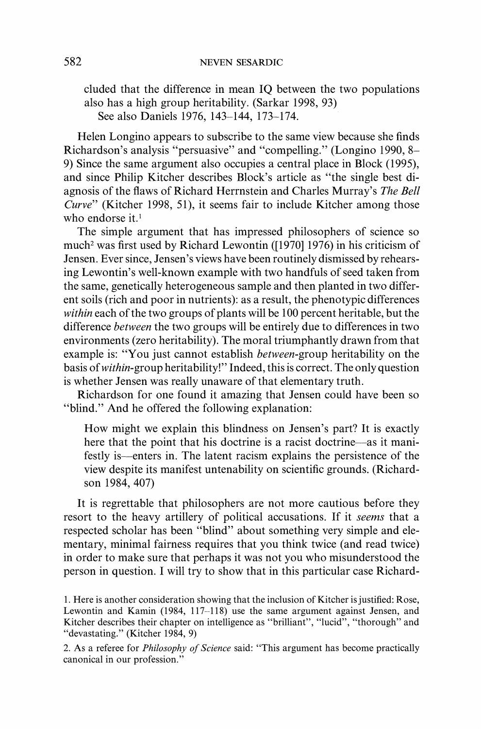cluded that the difference in mean IQ between the two populations also has a high group heritability. (Sarkar 1998, 93)

See also Daniels 1976, 143–144, 173–174.

Helen Longino appears to subscribe to the same view because she finds Richardson's analysis "persuasive" and "compelling." (Longino 1990, 8–9) Since the same argument also occupies a central place in Block (1995), and since Philip Kitcher describes Block's article as "the single best diagnosis of the flaws of Richard Herrnstein and Charles Murray's *The Bell Curve*" (Kitcher 1998, 51), it seems fair to include Kitcher among those who endorse it.[1]

The simple argument that has impressed philosophers of science so much[2] was first used by Richard Lewontin ([1970] 1976) in his criticism of Jensen. Ever since, Jensen's views have been routinely dismissed by rehearsing Lewontin's well-known example with two handfuls of seed taken from the same, genetically heterogeneous sample and then planted in two different soils (rich and poor in nutrients): as a result, the phenotypic differences *within* each of the two groups of plants will be 100 percent heritable, but the difference *between* the two groups will be entirely due to differences in two environments (zero heritability). The moral triumphantly drawn from that example is: "You just cannot establish *between*-group heritability on the basis of *within*-group heritability!" Indeed, this is correct. The only question is whether Jensen was really unaware of that elementary truth.

Richardson for one found it amazing that Jensen could have been so "blind." And he offered the following explanation:

> How might we explain this blindness on Jensen's part? It is exactly here that the point that his doctrine is a racist doctrine—as it manifestly is—enters in. The latent racism explains the persistence of the view despite its manifest untenability on scientific grounds. (Richardson 1984, 407)

It is regrettable that philosophers are not more cautious before they resort to the heavy artillery of political accusations. If it *seems* that a respected scholar has been "blind" about something very simple and elementary, minimal fairness requires that you think twice (and read twice) in order to make sure that perhaps it was not you who misunderstood the person in question. I will try to show that in this particular case Richard-

1. Here is another consideration showing that the inclusion of Kitcher is justified: Rose, Lewontin and Kamin (1984, 117–118) use the same argument against Jensen, and Kitcher describes their chapter on intelligence as "brilliant", "lucid", "thorough" and "devastating." (Kitcher 1984, 9)

2. As a referee for *Philosophy of Science* said: "This argument has become practically canonical in our profession."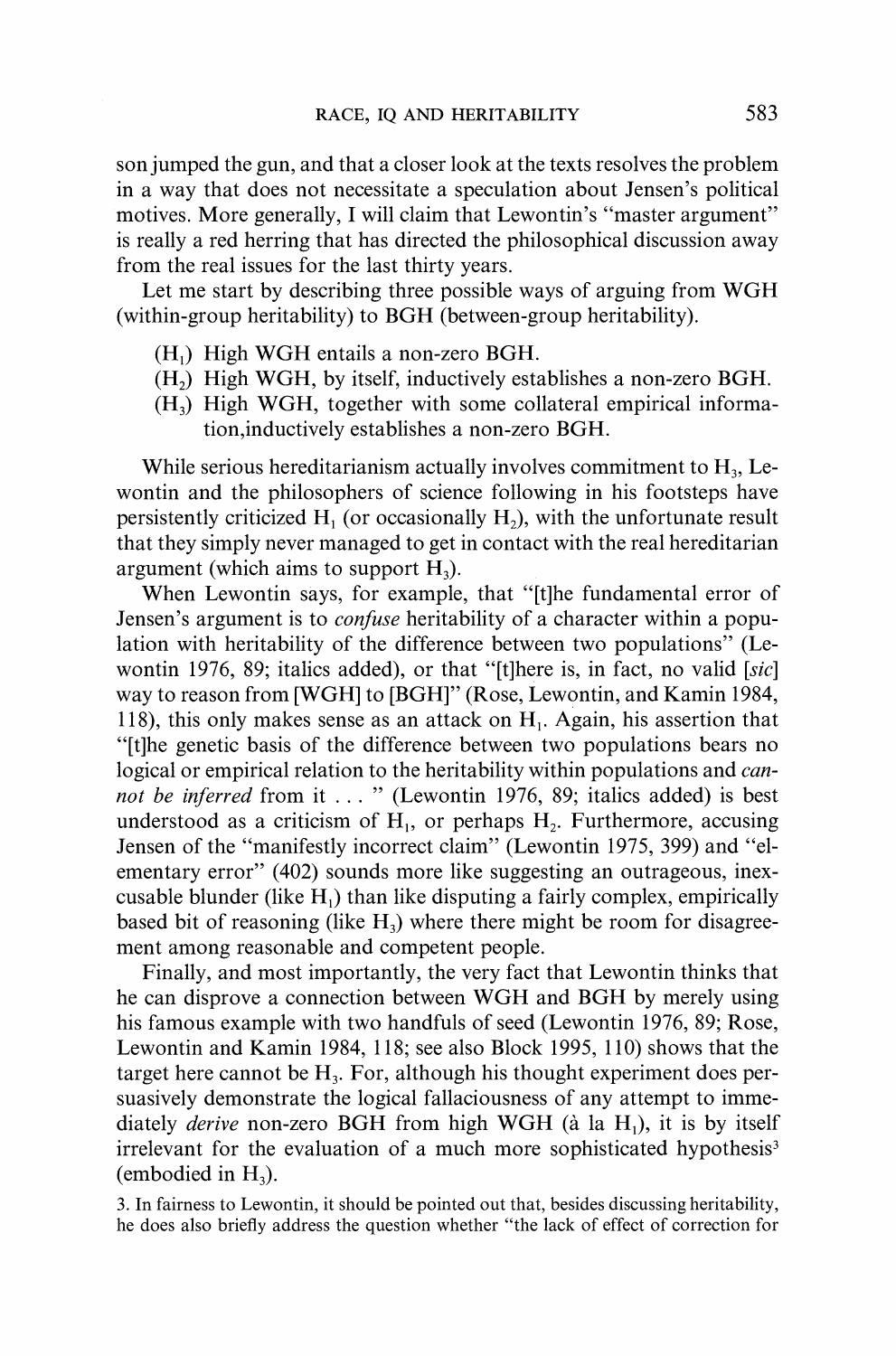son jumped the gun, and that a closer look at the texts resolves the problem in a way that does not necessitate a speculation about Jensen's political motives. More generally, I will claim that Lewontin's "master argument" is really a red herring that has directed the philosophical discussion away from the real issues for the last thirty years.

Let me start by describing three possible ways of arguing from WGH (within-group heritability) to BGH (between-group heritability).

- ($H_1$) High WGH entails a non-zero BGH.
- ($H_2$) High WGH, by itself, inductively establishes a non-zero BGH.
- ($H_3$) High WGH, together with some collateral empirical information,inductively establishes a non-zero BGH.

While serious hereditarianism actually involves commitment to $H_3$, Lewontin and the philosophers of science following in his footsteps have persistently criticized $H_1$ (or occasionally $H_2$), with the unfortunate result that they simply never managed to get in contact with the real hereditarian argument (which aims to support $H_3$).

When Lewontin says, for example, that "[t]he fundamental error of Jensen's argument is to *confuse* heritability of a character within a population with heritability of the difference between two populations" (Lewontin 1976, 89; italics added), or that "[t]here is, in fact, no valid [*sic*] way to reason from [WGH] to [BGH]" (Rose, Lewontin, and Kamin 1984, 118), this only makes sense as an attack on $H_1$. Again, his assertion that "[t]he genetic basis of the difference between two populations bears no logical or empirical relation to the heritability within populations and *cannot be inferred* from it . . . " (Lewontin 1976, 89; italics added) is best understood as a criticism of $H_1$, or perhaps $H_2$. Furthermore, accusing Jensen of the "manifestly incorrect claim" (Lewontin 1975, 399) and "elementary error" (402) sounds more like suggesting an outrageous, inexcusable blunder (like $H_1$) than like disputing a fairly complex, empirically based bit of reasoning (like $H_3$) where there might be room for disagreement among reasonable and competent people.

Finally, and most importantly, the very fact that Lewontin thinks that he can disprove a connection between WGH and BGH by merely using his famous example with two handfuls of seed (Lewontin 1976, 89; Rose, Lewontin and Kamin 1984, 118; see also Block 1995, 110) shows that the target here cannot be $H_3$. For, although his thought experiment does persuasively demonstrate the logical fallaciousness of any attempt to immediately *derive* non-zero BGH from high WGH (à la $H_1$), it is by itself irrelevant for the evaluation of a much more sophisticated hypothesis[3] (embodied in $H_3$).

3. In fairness to Lewontin, it should be pointed out that, besides discussing heritability, he does also briefly address the question whether "the lack of effect of correction for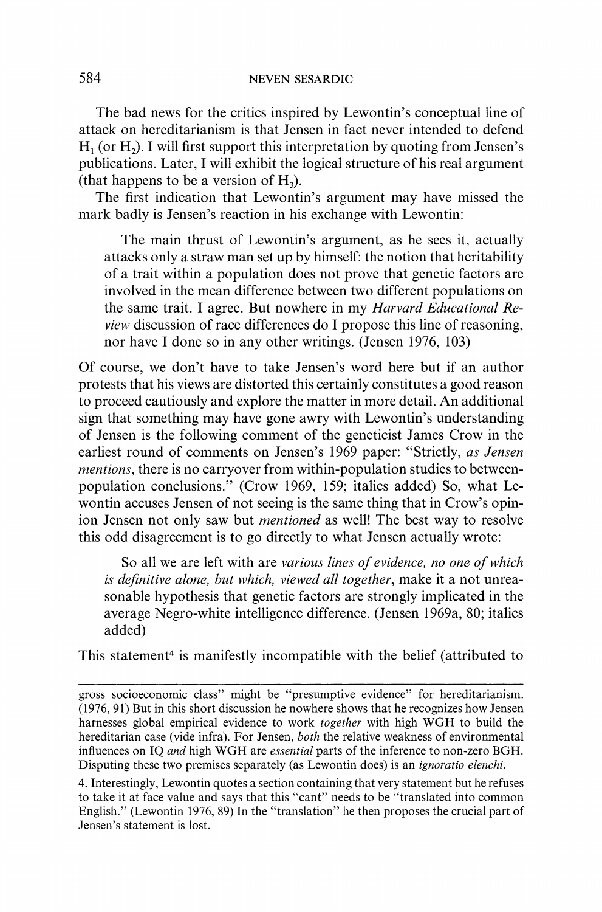The bad news for the critics inspired by Lewontin's conceptual line of attack on hereditarianism is that Jensen in fact never intended to defend $H_1$ (or $H_2$). I will first support this interpretation by quoting from Jensen's publications. Later, I will exhibit the logical structure of his real argument (that happens to be a version of $H_3$).

The first indication that Lewontin's argument may have missed the mark badly is Jensen's reaction in his exchange with Lewontin:

> The main thrust of Lewontin's argument, as he sees it, actually attacks only a straw man set up by himself: the notion that heritability of a trait within a population does not prove that genetic factors are involved in the mean difference between two different populations on the same trait. I agree. But nowhere in my *Harvard Educational Review* discussion of race differences do I propose this line of reasoning, nor have I done so in any other writings. (Jensen 1976, 103)

Of course, we don't have to take Jensen's word here but if an author protests that his views are distorted this certainly constitutes a good reason to proceed cautiously and explore the matter in more detail. An additional sign that something may have gone awry with Lewontin's understanding of Jensen is the following comment of the geneticist James Crow in the earliest round of comments on Jensen's 1969 paper: "Strictly, *as Jensen mentions*, there is no carryover from within-population studies to between-population conclusions." (Crow 1969, 159; italics added) So, what Lewontin accuses Jensen of not seeing is the same thing that in Crow's opinion Jensen not only saw but *mentioned* as well! The best way to resolve this odd disagreement is to go directly to what Jensen actually wrote:

> So all we are left with are *various lines of evidence, no one of which is definitive alone, but which, viewed all together*, make it a not unreasonable hypothesis that genetic factors are strongly implicated in the average Negro-white intelligence difference. (Jensen 1969a, 80; italics added)

This statement[4] is manifestly incompatible with the belief (attributed to

---

gross socioeconomic class" might be "presumptive evidence" for hereditarianism. (1976, 91) But in this short discussion he nowhere shows that he recognizes how Jensen harnesses global empirical evidence to work *together* with high WGH to build the hereditarian case (vide infra). For Jensen, *both* the relative weakness of environmental influences on IQ *and* high WGH are *essential* parts of the inference to non-zero BGH. Disputing these two premises separately (as Lewontin does) is an *ignoratio elenchi*.

4. Interestingly, Lewontin quotes a section containing that very statement but he refuses to take it at face value and says that this "cant" needs to be "translated into common English." (Lewontin 1976, 89) In the "translation" he then proposes the crucial part of Jensen's statement is lost.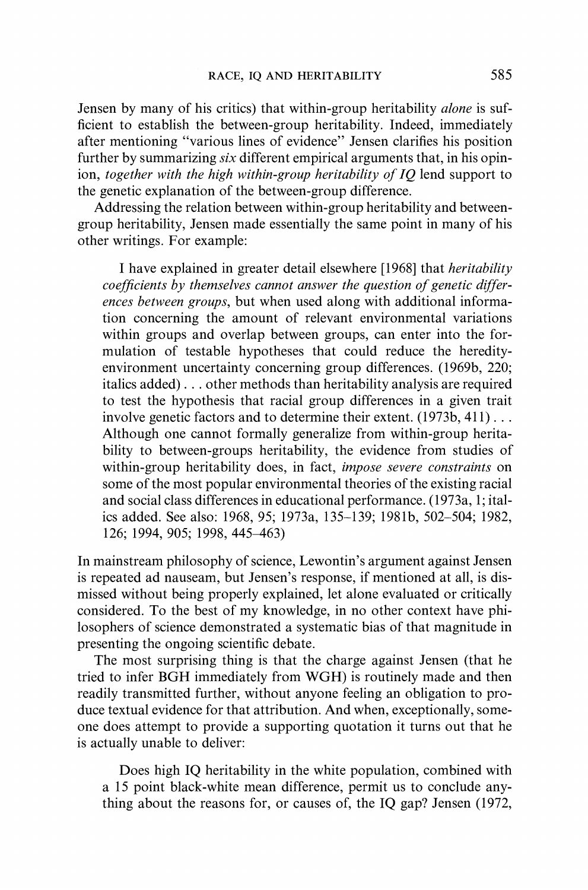Jensen by many of his critics) that within-group heritability *alone* is sufficient to establish the between-group heritability. Indeed, immediately after mentioning "various lines of evidence" Jensen clarifies his position further by summarizing *six* different empirical arguments that, in his opinion, *together with the high within-group heritability of IQ* lend support to the genetic explanation of the between-group difference.

Addressing the relation between within-group heritability and between-group heritability, Jensen made essentially the same point in many of his other writings. For example:

> I have explained in greater detail elsewhere [1968] that *heritability coefficients by themselves cannot answer the question of genetic differences between groups*, but when used along with additional information concerning the amount of relevant environmental variations within groups and overlap between groups, can enter into the formulation of testable hypotheses that could reduce the heredity-environment uncertainty concerning group differences. (1969b, 220; italics added) . . . other methods than heritability analysis are required to test the hypothesis that racial group differences in a given trait involve genetic factors and to determine their extent. (1973b, 411) . . . Although one cannot formally generalize from within-group heritability to between-groups heritability, the evidence from studies of within-group heritability does, in fact, *impose severe constraints* on some of the most popular environmental theories of the existing racial and social class differences in educational performance. (1973a, 1; italics added. See also: 1968, 95; 1973a, 135–139; 1981b, 502–504; 1982, 126; 1994, 905; 1998, 445–463)

In mainstream philosophy of science, Lewontin's argument against Jensen is repeated ad nauseam, but Jensen's response, if mentioned at all, is dismissed without being properly explained, let alone evaluated or critically considered. To the best of my knowledge, in no other context have philosophers of science demonstrated a systematic bias of that magnitude in presenting the ongoing scientific debate.

The most surprising thing is that the charge against Jensen (that he tried to infer BGH immediately from WGH) is routinely made and then readily transmitted further, without anyone feeling an obligation to produce textual evidence for that attribution. And when, exceptionally, someone does attempt to provide a supporting quotation it turns out that he is actually unable to deliver:

> Does high IQ heritability in the white population, combined with a 15 point black-white mean difference, permit us to conclude anything about the reasons for, or causes of, the IQ gap? Jensen (1972,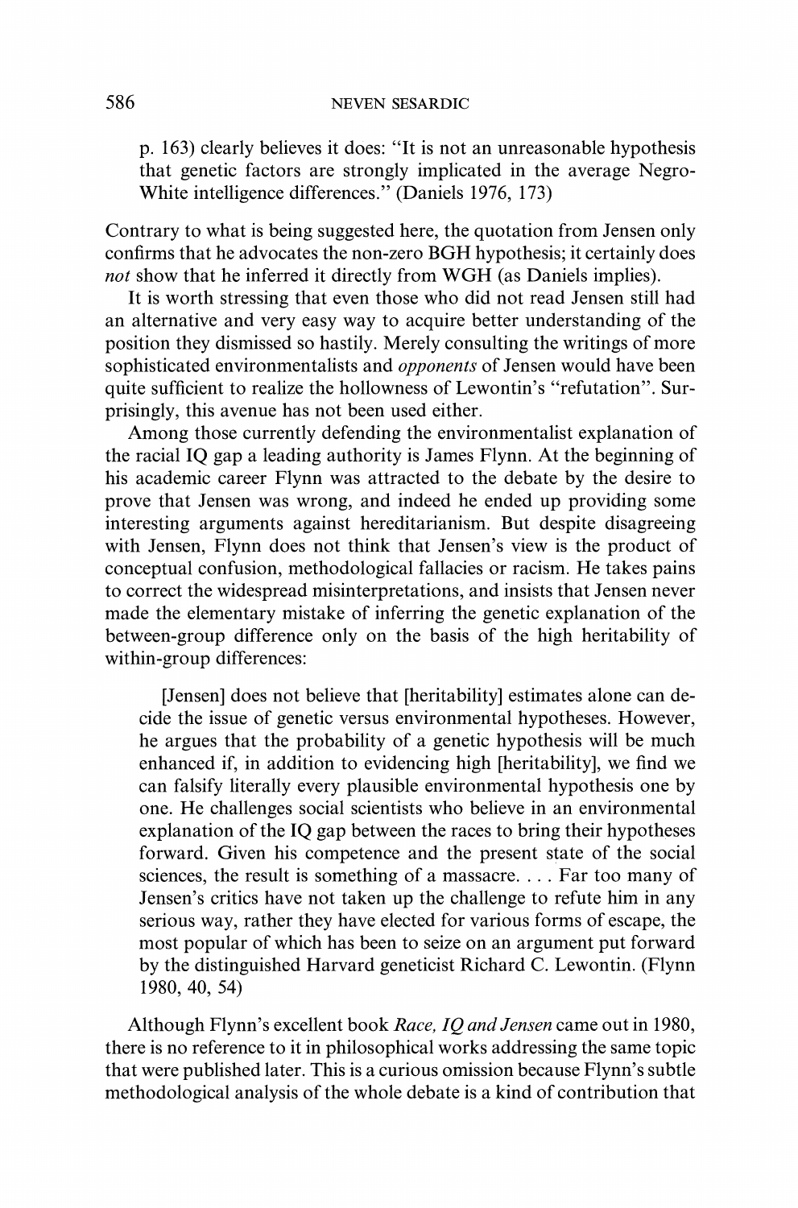p. 163) clearly believes it does: "It is not an unreasonable hypothesis that genetic factors are strongly implicated in the average Negro-White intelligence differences." (Daniels 1976, 173)

Contrary to what is being suggested here, the quotation from Jensen only confirms that he advocates the non-zero BGH hypothesis; it certainly does *not* show that he inferred it directly from WGH (as Daniels implies).

It is worth stressing that even those who did not read Jensen still had an alternative and very easy way to acquire better understanding of the position they dismissed so hastily. Merely consulting the writings of more sophisticated environmentalists and *opponents* of Jensen would have been quite sufficient to realize the hollowness of Lewontin's "refutation". Surprisingly, this avenue has not been used either.

Among those currently defending the environmentalist explanation of the racial IQ gap a leading authority is James Flynn. At the beginning of his academic career Flynn was attracted to the debate by the desire to prove that Jensen was wrong, and indeed he ended up providing some interesting arguments against hereditarianism. But despite disagreeing with Jensen, Flynn does not think that Jensen's view is the product of conceptual confusion, methodological fallacies or racism. He takes pains to correct the widespread misinterpretations, and insists that Jensen never made the elementary mistake of inferring the genetic explanation of the between-group difference only on the basis of the high heritability of within-group differences:

> [Jensen] does not believe that [heritability] estimates alone can decide the issue of genetic versus environmental hypotheses. However, he argues that the probability of a genetic hypothesis will be much enhanced if, in addition to evidencing high [heritability], we find we can falsify literally every plausible environmental hypothesis one by one. He challenges social scientists who believe in an environmental explanation of the IQ gap between the races to bring their hypotheses forward. Given his competence and the present state of the social sciences, the result is something of a massacre. . . . Far too many of Jensen's critics have not taken up the challenge to refute him in any serious way, rather they have elected for various forms of escape, the most popular of which has been to seize on an argument put forward by the distinguished Harvard geneticist Richard C. Lewontin. (Flynn 1980, 40, 54)

Although Flynn's excellent book *Race, IQ and Jensen* came out in 1980, there is no reference to it in philosophical works addressing the same topic that were published later. This is a curious omission because Flynn's subtle methodological analysis of the whole debate is a kind of contribution that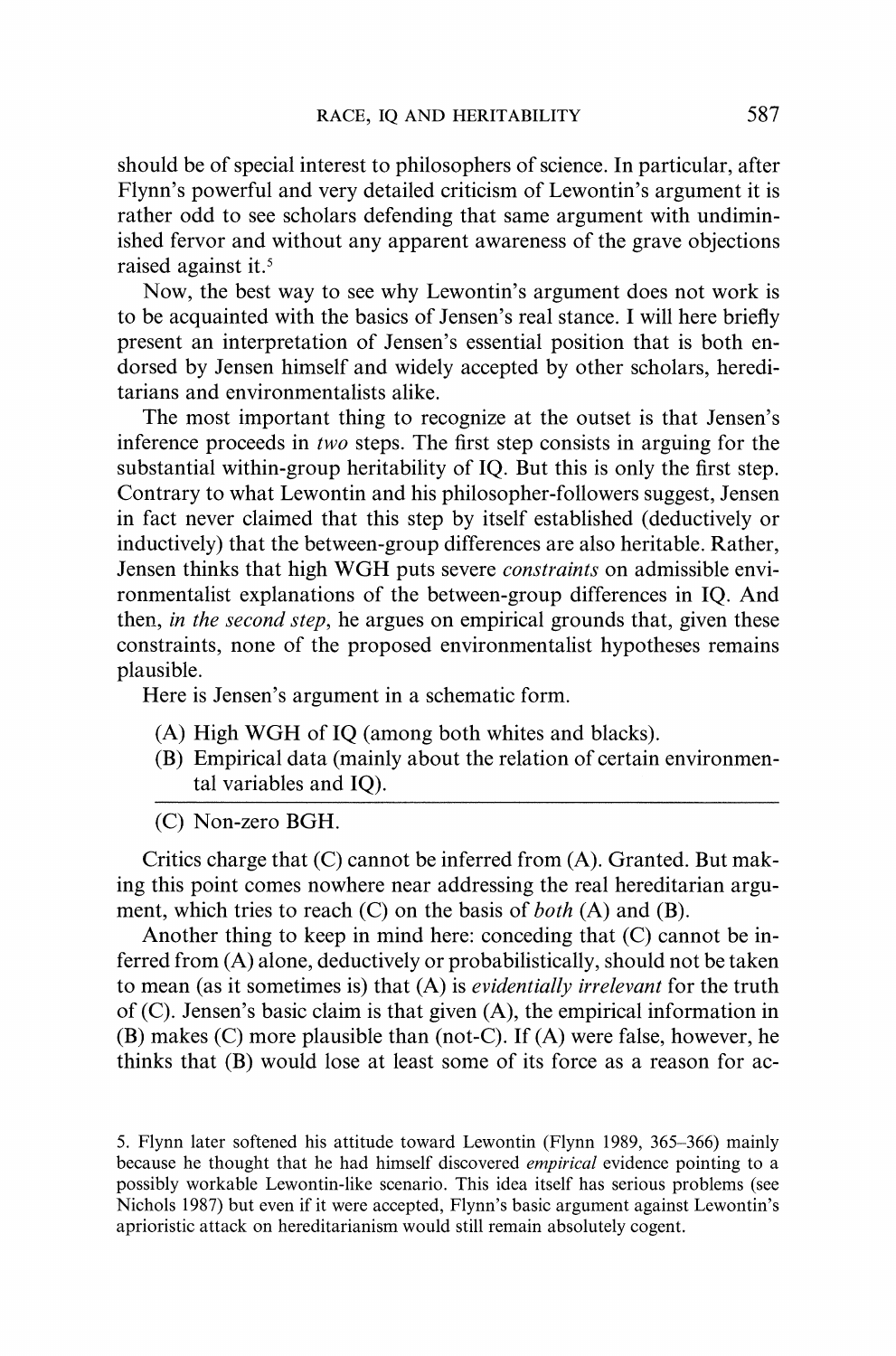should be of special interest to philosophers of science. In particular, after Flynn's powerful and very detailed criticism of Lewontin's argument it is rather odd to see scholars defending that same argument with undiminished fervor and without any apparent awareness of the grave objections raised against it.[5]

Now, the best way to see why Lewontin's argument does not work is to be acquainted with the basics of Jensen's real stance. I will here briefly present an interpretation of Jensen's essential position that is both endorsed by Jensen himself and widely accepted by other scholars, hereditarians and environmentalists alike.

The most important thing to recognize at the outset is that Jensen's inference proceeds in *two* steps. The first step consists in arguing for the substantial within-group heritability of IQ. But this is only the first step. Contrary to what Lewontin and his philosopher-followers suggest, Jensen in fact never claimed that this step by itself established (deductively or inductively) that the between-group differences are also heritable. Rather, Jensen thinks that high WGH puts severe *constraints* on admissible environmentalist explanations of the between-group differences in IQ. And then, *in the second step*, he argues on empirical grounds that, given these constraints, none of the proposed environmentalist hypotheses remains plausible.

Here is Jensen's argument in a schematic form.

(A) High WGH of IQ (among both whites and blacks).
(B) Empirical data (mainly about the relation of certain environmental variables and IQ).

---

(C) Non-zero BGH.

Critics charge that (C) cannot be inferred from (A). Granted. But making this point comes nowhere near addressing the real hereditarian argument, which tries to reach (C) on the basis of *both* (A) and (B).

Another thing to keep in mind here: conceding that (C) cannot be inferred from (A) alone, deductively or probabilistically, should not be taken to mean (as it sometimes is) that (A) is *evidentially irrelevant* for the truth of (C). Jensen's basic claim is that given (A), the empirical information in (B) makes (C) more plausible than (not-C). If (A) were false, however, he thinks that (B) would lose at least some of its force as a reason for ac-

5. Flynn later softened his attitude toward Lewontin (Flynn 1989, 365–366) mainly because he thought that he had himself discovered *empirical* evidence pointing to a possibly workable Lewontin-like scenario. This idea itself has serious problems (see Nichols 1987) but even if it were accepted, Flynn's basic argument against Lewontin's aprioristic attack on hereditarianism would still remain absolutely cogent.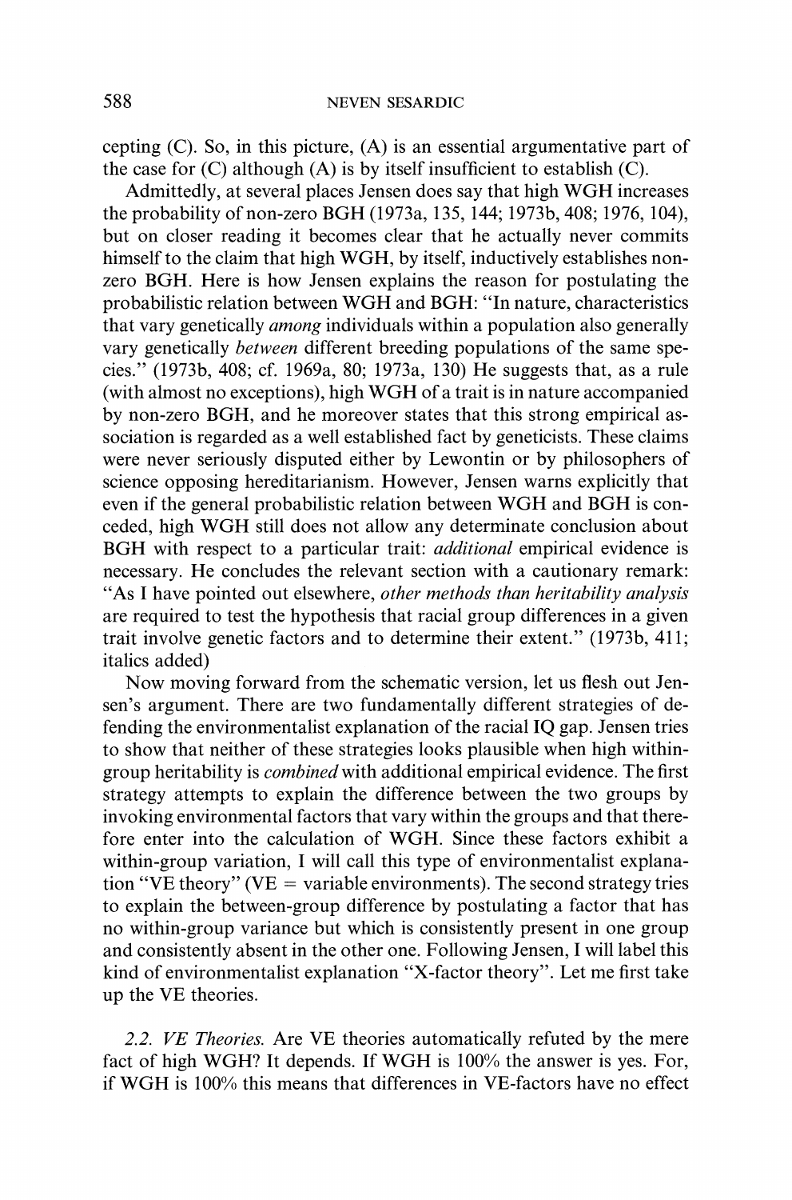cepting (C). So, in this picture, (A) is an essential argumentative part of the case for (C) although (A) is by itself insufficient to establish (C).

Admittedly, at several places Jensen does say that high WGH increases the probability of non-zero BGH (1973a, 135, 144; 1973b, 408; 1976, 104), but on closer reading it becomes clear that he actually never commits himself to the claim that high WGH, by itself, inductively establishes non-zero BGH. Here is how Jensen explains the reason for postulating the probabilistic relation between WGH and BGH: "In nature, characteristics that vary genetically *among* individuals within a population also generally vary genetically *between* different breeding populations of the same species." (1973b, 408; cf. 1969a, 80; 1973a, 130) He suggests that, as a rule (with almost no exceptions), high WGH of a trait is in nature accompanied by non-zero BGH, and he moreover states that this strong empirical association is regarded as a well established fact by geneticists. These claims were never seriously disputed either by Lewontin or by philosophers of science opposing hereditarianism. However, Jensen warns explicitly that even if the general probabilistic relation between WGH and BGH is conceded, high WGH still does not allow any determinate conclusion about BGH with respect to a particular trait: *additional* empirical evidence is necessary. He concludes the relevant section with a cautionary remark: "As I have pointed out elsewhere, *other methods than heritability analysis* are required to test the hypothesis that racial group differences in a given trait involve genetic factors and to determine their extent." (1973b, 411; italics added)

Now moving forward from the schematic version, let us flesh out Jensen's argument. There are two fundamentally different strategies of defending the environmentalist explanation of the racial IQ gap. Jensen tries to show that neither of these strategies looks plausible when high within-group heritability is *combined* with additional empirical evidence. The first strategy attempts to explain the difference between the two groups by invoking environmental factors that vary within the groups and that therefore enter into the calculation of WGH. Since these factors exhibit a within-group variation, I will call this type of environmentalist explanation "VE theory" (VE = variable environments). The second strategy tries to explain the between-group difference by postulating a factor that has no within-group variance but which is consistently present in one group and consistently absent in the other one. Following Jensen, I will label this kind of environmentalist explanation "X-factor theory". Let me first take up the VE theories.

*2.2. VE Theories.* Are VE theories automatically refuted by the mere fact of high WGH? It depends. If WGH is 100% the answer is yes. For, if WGH is 100% this means that differences in VE-factors have no effect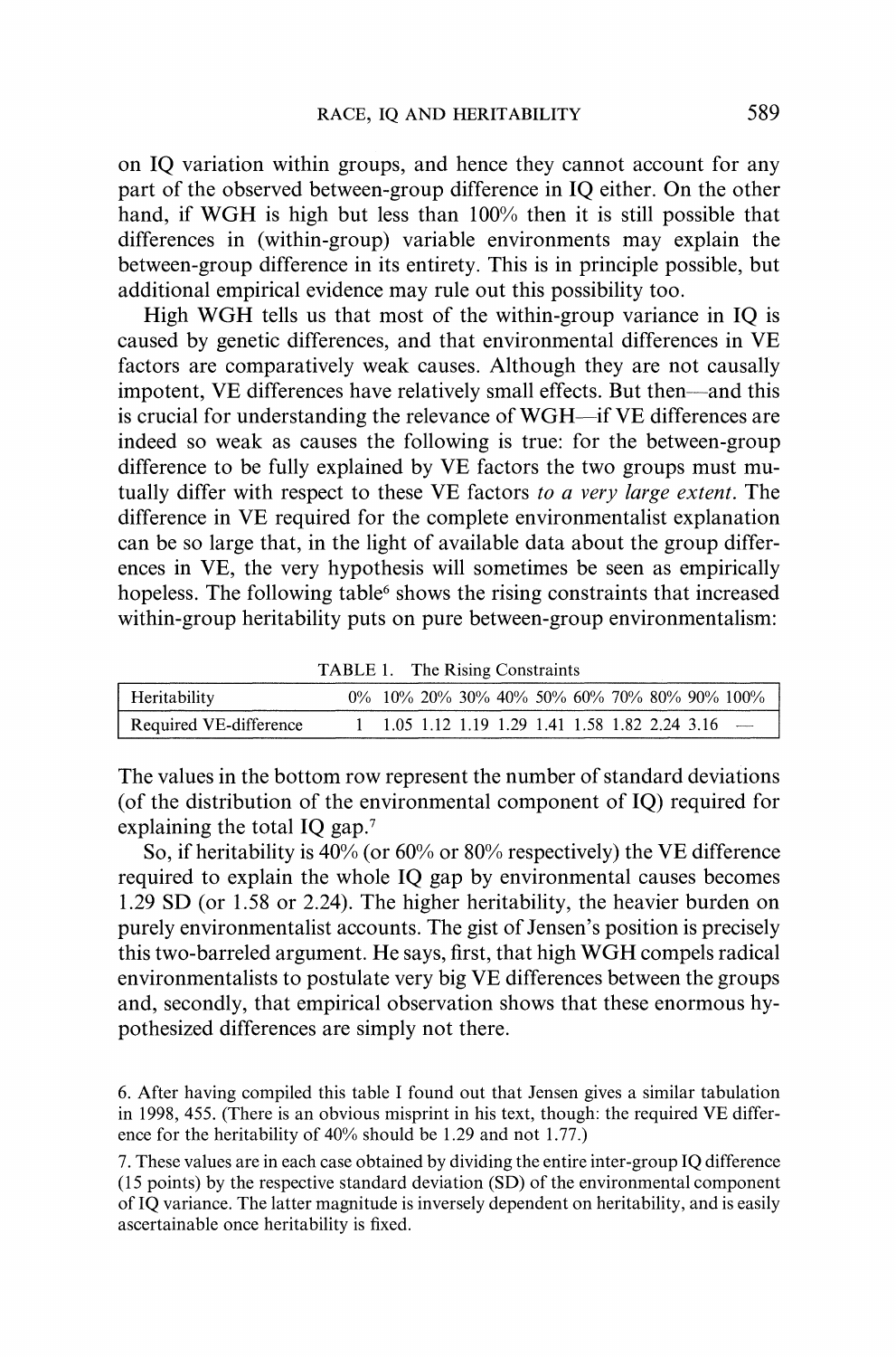on IQ variation within groups, and hence they cannot account for any part of the observed between-group difference in IQ either. On the other hand, if WGH is high but less than 100% then it is still possible that differences in (within-group) variable environments may explain the between-group difference in its entirety. This is in principle possible, but additional empirical evidence may rule out this possibility too.

High WGH tells us that most of the within-group variance in IQ is caused by genetic differences, and that environmental differences in VE factors are comparatively weak causes. Although they are not causally impotent, VE differences have relatively small effects. But then—and this is crucial for understanding the relevance of WGH—if VE differences are indeed so weak as causes the following is true: for the between-group difference to be fully explained by VE factors the two groups must mutually differ with respect to these VE factors *to a very large extent*. The difference in VE required for the complete environmentalist explanation can be so large that, in the light of available data about the group differences in VE, the very hypothesis will sometimes be seen as empirically hopeless. The following table[6] shows the rising constraints that increased within-group heritability puts on pure between-group environmentalism:

TABLE 1. The Rising Constraints

| Heritability | 0% | 10% | 20% | 30% | 40% | 50% | 60% | 70% | 80% | 90% | 100% |
|---|---|---|---|---|---|---|---|---|---|---|---|
| Required VE-difference | 1 | 1.05 | 1.12 | 1.19 | 1.29 | 1.41 | 1.58 | 1.82 | 2.24 | 3.16 | — |

The values in the bottom row represent the number of standard deviations (of the distribution of the environmental component of IQ) required for explaining the total IQ gap.[7]

So, if heritability is 40% (or 60% or 80% respectively) the VE difference required to explain the whole IQ gap by environmental causes becomes 1.29 SD (or 1.58 or 2.24). The higher heritability, the heavier burden on purely environmentalist accounts. The gist of Jensen's position is precisely this two-barreled argument. He says, first, that high WGH compels radical environmentalists to postulate very big VE differences between the groups and, secondly, that empirical observation shows that these enormous hypothesized differences are simply not there.

6. After having compiled this table I found out that Jensen gives a similar tabulation in 1998, 455. (There is an obvious misprint in his text, though: the required VE difference for the heritability of 40% should be 1.29 and not 1.77.)

7. These values are in each case obtained by dividing the entire inter-group IQ difference (15 points) by the respective standard deviation (SD) of the environmental component of IQ variance. The latter magnitude is inversely dependent on heritability, and is easily ascertainable once heritability is fixed.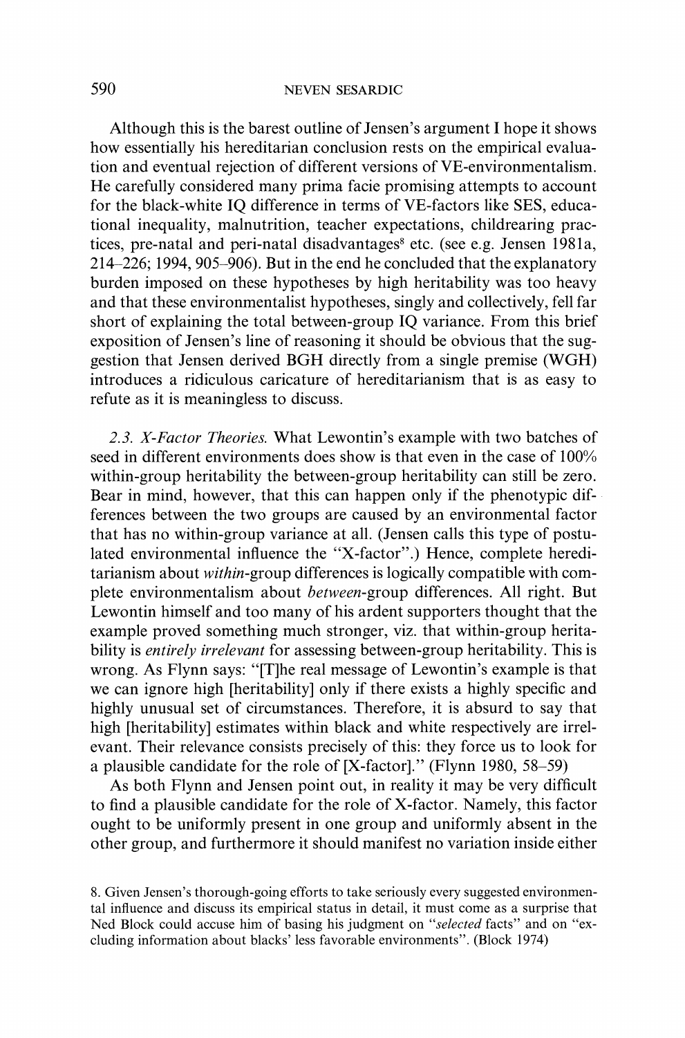Although this is the barest outline of Jensen's argument I hope it shows how essentially his hereditarian conclusion rests on the empirical evaluation and eventual rejection of different versions of VE-environmentalism. He carefully considered many prima facie promising attempts to account for the black-white IQ difference in terms of VE-factors like SES, educational inequality, malnutrition, teacher expectations, childrearing practices, pre-natal and peri-natal disadvantages[8] etc. (see e.g. Jensen 1981a, 214–226; 1994, 905–906). But in the end he concluded that the explanatory burden imposed on these hypotheses by high heritability was too heavy and that these environmentalist hypotheses, singly and collectively, fell far short of explaining the total between-group IQ variance. From this brief exposition of Jensen's line of reasoning it should be obvious that the suggestion that Jensen derived BGH directly from a single premise (WGH) introduces a ridiculous caricature of hereditarianism that is as easy to refute as it is meaningless to discuss.

*2.3. X-Factor Theories.* What Lewontin's example with two batches of seed in different environments does show is that even in the case of 100% within-group heritability the between-group heritability can still be zero. Bear in mind, however, that this can happen only if the phenotypic differences between the two groups are caused by an environmental factor that has no within-group variance at all. (Jensen calls this type of postulated environmental influence the "X-factor".) Hence, complete hereditarianism about *within*-group differences is logically compatible with complete environmentalism about *between*-group differences. All right. But Lewontin himself and too many of his ardent supporters thought that the example proved something much stronger, viz. that within-group heritability is *entirely irrelevant* for assessing between-group heritability. This is wrong. As Flynn says: "[T]he real message of Lewontin's example is that we can ignore high [heritability] only if there exists a highly specific and highly unusual set of circumstances. Therefore, it is absurd to say that high [heritability] estimates within black and white respectively are irrelevant. Their relevance consists precisely of this: they force us to look for a plausible candidate for the role of [X-factor]." (Flynn 1980, 58–59)

As both Flynn and Jensen point out, in reality it may be very difficult to find a plausible candidate for the role of X-factor. Namely, this factor ought to be uniformly present in one group and uniformly absent in the other group, and furthermore it should manifest no variation inside either

8. Given Jensen's thorough-going efforts to take seriously every suggested environmental influence and discuss its empirical status in detail, it must come as a surprise that Ned Block could accuse him of basing his judgment on "*selected* facts" and on "excluding information about blacks' less favorable environments". (Block 1974)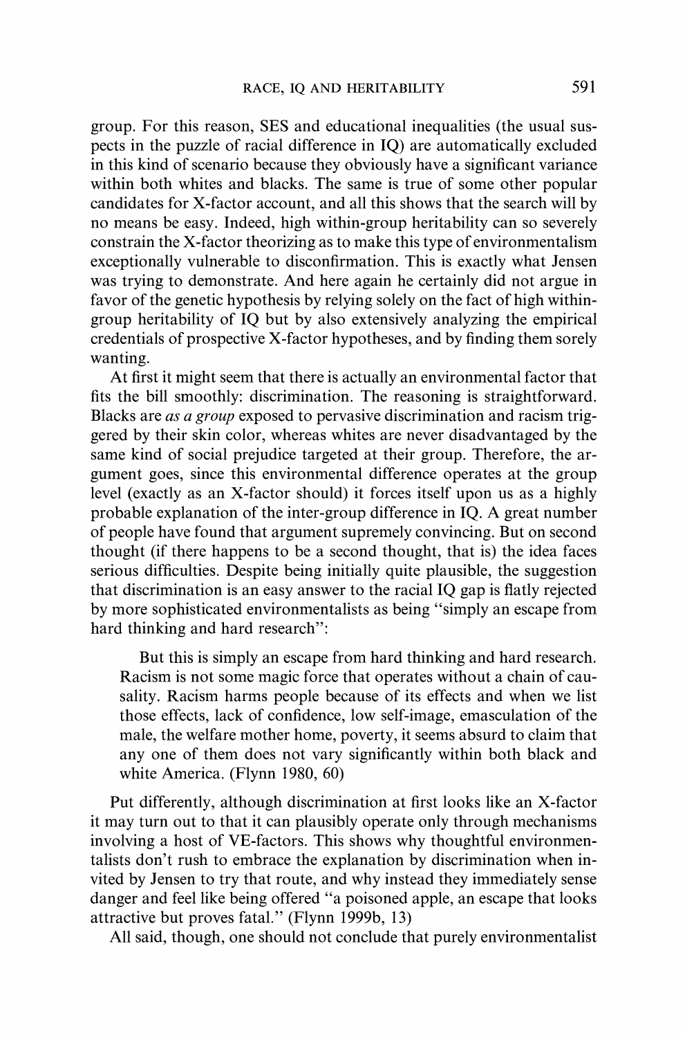group. For this reason, SES and educational inequalities (the usual suspects in the puzzle of racial difference in IQ) are automatically excluded in this kind of scenario because they obviously have a significant variance within both whites and blacks. The same is true of some other popular candidates for X-factor account, and all this shows that the search will by no means be easy. Indeed, high within-group heritability can so severely constrain the X-factor theorizing as to make this type of environmentalism exceptionally vulnerable to disconfirmation. This is exactly what Jensen was trying to demonstrate. And here again he certainly did not argue in favor of the genetic hypothesis by relying solely on the fact of high within-group heritability of IQ but by also extensively analyzing the empirical credentials of prospective X-factor hypotheses, and by finding them sorely wanting.

At first it might seem that there is actually an environmental factor that fits the bill smoothly: discrimination. The reasoning is straightforward. Blacks are *as a group* exposed to pervasive discrimination and racism triggered by their skin color, whereas whites are never disadvantaged by the same kind of social prejudice targeted at their group. Therefore, the argument goes, since this environmental difference operates at the group level (exactly as an X-factor should) it forces itself upon us as a highly probable explanation of the inter-group difference in IQ. A great number of people have found that argument supremely convincing. But on second thought (if there happens to be a second thought, that is) the idea faces serious difficulties. Despite being initially quite plausible, the suggestion that discrimination is an easy answer to the racial IQ gap is flatly rejected by more sophisticated environmentalists as being "simply an escape from hard thinking and hard research":

> But this is simply an escape from hard thinking and hard research. Racism is not some magic force that operates without a chain of causality. Racism harms people because of its effects and when we list those effects, lack of confidence, low self-image, emasculation of the male, the welfare mother home, poverty, it seems absurd to claim that any one of them does not vary significantly within both black and white America. (Flynn 1980, 60)

Put differently, although discrimination at first looks like an X-factor it may turn out to that it can plausibly operate only through mechanisms involving a host of VE-factors. This shows why thoughtful environmentalists don't rush to embrace the explanation by discrimination when invited by Jensen to try that route, and why instead they immediately sense danger and feel like being offered "a poisoned apple, an escape that looks attractive but proves fatal." (Flynn 1999b, 13)

All said, though, one should not conclude that purely environmentalist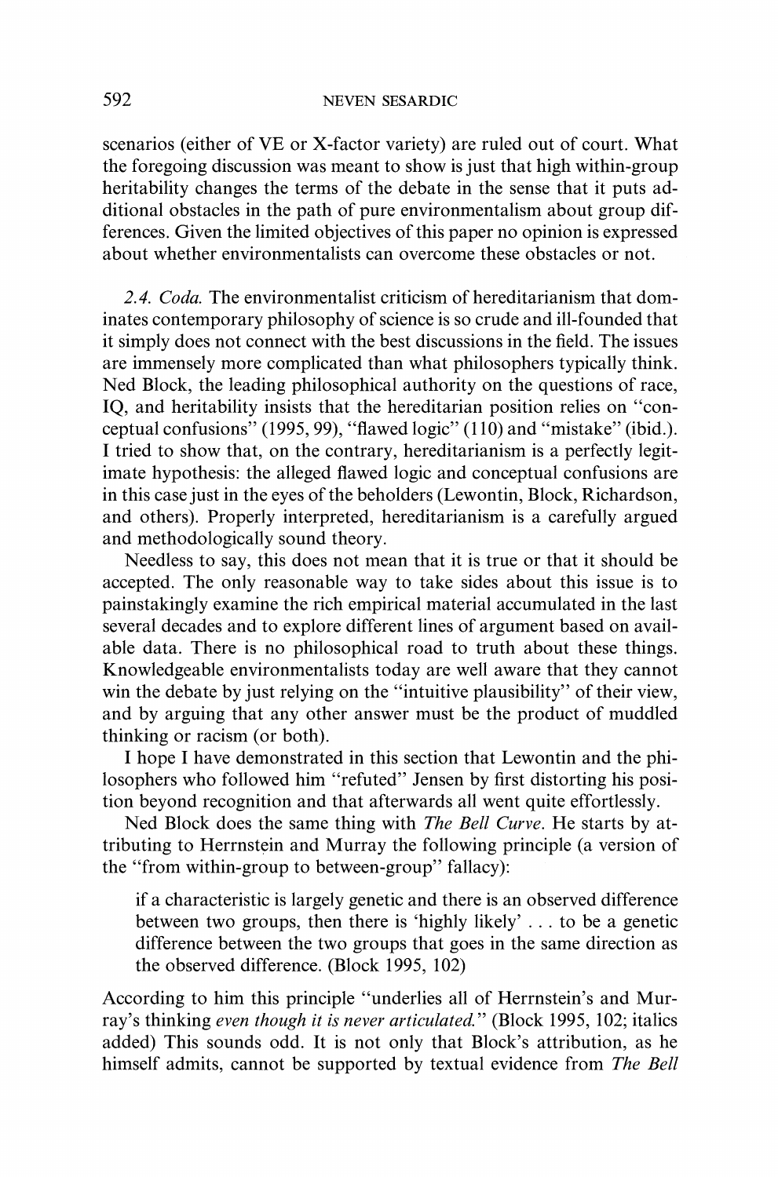scenarios (either of VE or X-factor variety) are ruled out of court. What the foregoing discussion was meant to show is just that high within-group heritability changes the terms of the debate in the sense that it puts additional obstacles in the path of pure environmentalism about group differences. Given the limited objectives of this paper no opinion is expressed about whether environmentalists can overcome these obstacles or not.

*2.4. Coda.* The environmentalist criticism of hereditarianism that dominates contemporary philosophy of science is so crude and ill-founded that it simply does not connect with the best discussions in the field. The issues are immensely more complicated than what philosophers typically think. Ned Block, the leading philosophical authority on the questions of race, IQ, and heritability insists that the hereditarian position relies on "conceptual confusions" (1995, 99), "flawed logic" (110) and "mistake" (ibid.). I tried to show that, on the contrary, hereditarianism is a perfectly legitimate hypothesis: the alleged flawed logic and conceptual confusions are in this case just in the eyes of the beholders (Lewontin, Block, Richardson, and others). Properly interpreted, hereditarianism is a carefully argued and methodologically sound theory.

Needless to say, this does not mean that it is true or that it should be accepted. The only reasonable way to take sides about this issue is to painstakingly examine the rich empirical material accumulated in the last several decades and to explore different lines of argument based on available data. There is no philosophical road to truth about these things. Knowledgeable environmentalists today are well aware that they cannot win the debate by just relying on the "intuitive plausibility" of their view, and by arguing that any other answer must be the product of muddled thinking or racism (or both).

I hope I have demonstrated in this section that Lewontin and the philosophers who followed him "refuted" Jensen by first distorting his position beyond recognition and that afterwards all went quite effortlessly.

Ned Block does the same thing with *The Bell Curve*. He starts by attributing to Herrnstein and Murray the following principle (a version of the "from within-group to between-group" fallacy):

> if a characteristic is largely genetic and there is an observed difference between two groups, then there is 'highly likely' . . . to be a genetic difference between the two groups that goes in the same direction as the observed difference. (Block 1995, 102)

According to him this principle "underlies all of Herrnstein's and Murray's thinking *even though it is never articulated.*" (Block 1995, 102; italics added) This sounds odd. It is not only that Block's attribution, as he himself admits, cannot be supported by textual evidence from *The Bell*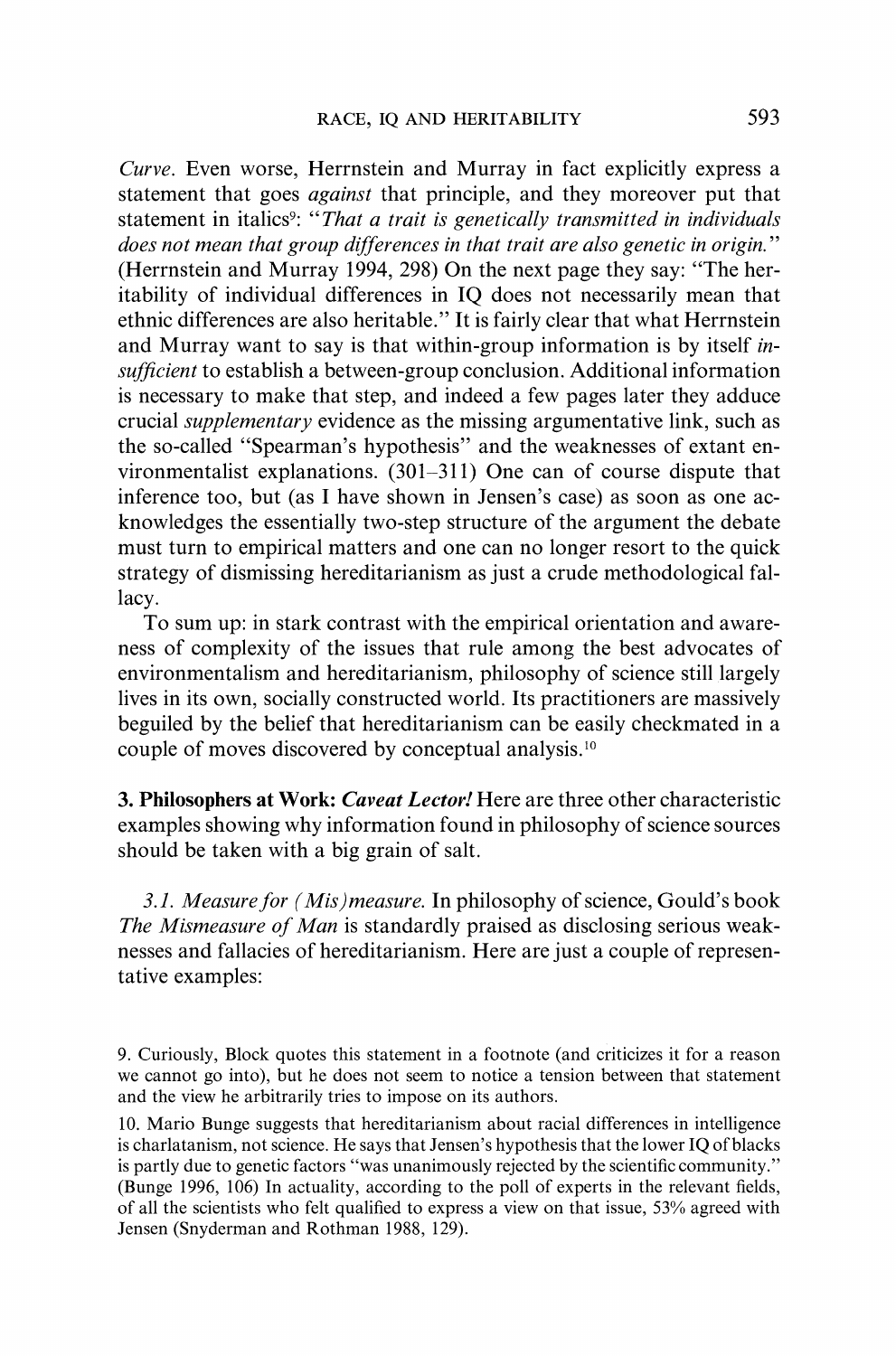*Curve*. Even worse, Herrnstein and Murray in fact explicitly express a statement that goes *against* that principle, and they moreover put that statement in italics[9]: "*That a trait is genetically transmitted in individuals does not mean that group differences in that trait are also genetic in origin.*" (Herrnstein and Murray 1994, 298) On the next page they say: "The heritability of individual differences in IQ does not necessarily mean that ethnic differences are also heritable." It is fairly clear that what Herrnstein and Murray want to say is that within-group information is by itself *insufficient* to establish a between-group conclusion. Additional information is necessary to make that step, and indeed a few pages later they adduce crucial *supplementary* evidence as the missing argumentative link, such as the so-called "Spearman's hypothesis" and the weaknesses of extant environmentalist explanations. (301–311) One can of course dispute that inference too, but (as I have shown in Jensen's case) as soon as one acknowledges the essentially two-step structure of the argument the debate must turn to empirical matters and one can no longer resort to the quick strategy of dismissing hereditarianism as just a crude methodological fallacy.

To sum up: in stark contrast with the empirical orientation and awareness of complexity of the issues that rule among the best advocates of environmentalism and hereditarianism, philosophy of science still largely lives in its own, socially constructed world. Its practitioners are massively beguiled by the belief that hereditarianism can be easily checkmated in a couple of moves discovered by conceptual analysis.[10]

## 3. Philosophers at Work: *Caveat Lector!*

Here are three other characteristic examples showing why information found in philosophy of science sources should be taken with a big grain of salt.

### *3.1. Measure for (Mis)measure.*

In philosophy of science, Gould's book *The Mismeasure of Man* is standardly praised as disclosing serious weaknesses and fallacies of hereditarianism. Here are just a couple of representative examples:

---

9. Curiously, Block quotes this statement in a footnote (and criticizes it for a reason we cannot go into), but he does not seem to notice a tension between that statement and the view he arbitrarily tries to impose on its authors.

10. Mario Bunge suggests that hereditarianism about racial differences in intelligence is charlatanism, not science. He says that Jensen's hypothesis that the lower IQ of blacks is partly due to genetic factors "was unanimously rejected by the scientific community." (Bunge 1996, 106) In actuality, according to the poll of experts in the relevant fields, of all the scientists who felt qualified to express a view on that issue, 53% agreed with Jensen (Snyderman and Rothman 1988, 129).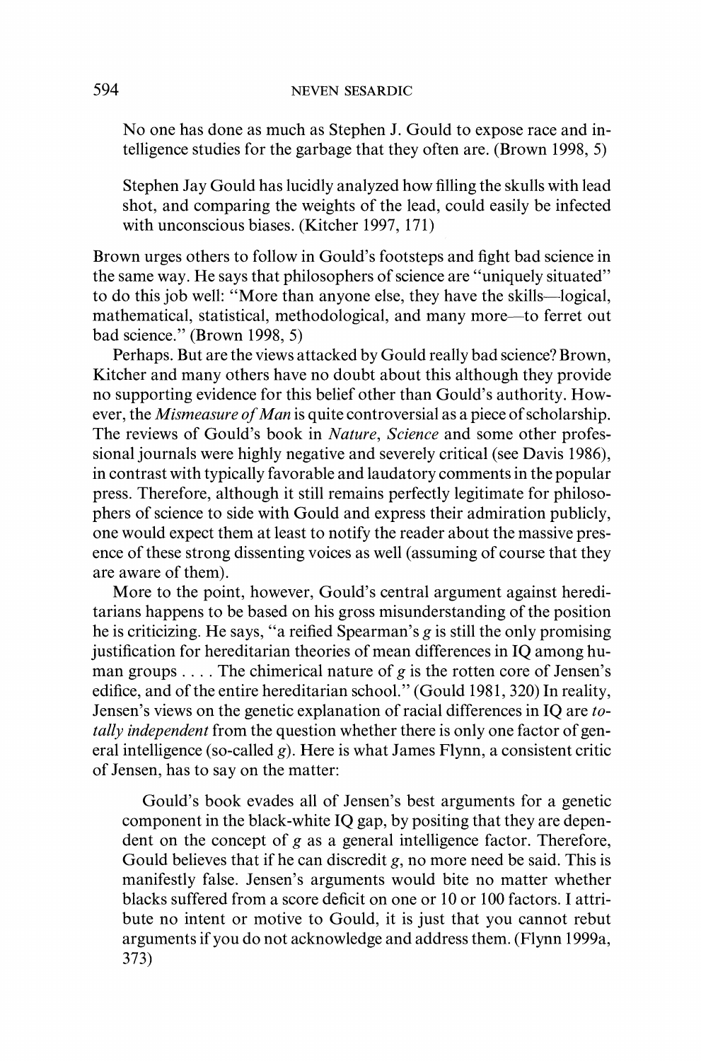> No one has done as much as Stephen J. Gould to expose race and intelligence studies for the garbage that they often are. (Brown 1998, 5)

> Stephen Jay Gould has lucidly analyzed how filling the skulls with lead shot, and comparing the weights of the lead, could easily be infected with unconscious biases. (Kitcher 1997, 171)

Brown urges others to follow in Gould's footsteps and fight bad science in the same way. He says that philosophers of science are "uniquely situated" to do this job well: "More than anyone else, they have the skills—logical, mathematical, statistical, methodological, and many more—to ferret out bad science." (Brown 1998, 5)

Perhaps. But are the views attacked by Gould really bad science? Brown, Kitcher and many others have no doubt about this although they provide no supporting evidence for this belief other than Gould's authority. However, the *Mismeasure of Man* is quite controversial as a piece of scholarship. The reviews of Gould's book in *Nature*, *Science* and some other professional journals were highly negative and severely critical (see Davis 1986), in contrast with typically favorable and laudatory comments in the popular press. Therefore, although it still remains perfectly legitimate for philosophers of science to side with Gould and express their admiration publicly, one would expect them at least to notify the reader about the massive presence of these strong dissenting voices as well (assuming of course that they are aware of them).

More to the point, however, Gould's central argument against hereditarians happens to be based on his gross misunderstanding of the position he is criticizing. He says, "a reified Spearman's *g* is still the only promising justification for hereditarian theories of mean differences in IQ among human groups . . . . The chimerical nature of *g* is the rotten core of Jensen's edifice, and of the entire hereditarian school." (Gould 1981, 320) In reality, Jensen's views on the genetic explanation of racial differences in IQ are *totally independent* from the question whether there is only one factor of general intelligence (so-called *g*). Here is what James Flynn, a consistent critic of Jensen, has to say on the matter:

> Gould's book evades all of Jensen's best arguments for a genetic component in the black-white IQ gap, by positing that they are dependent on the concept of *g* as a general intelligence factor. Therefore, Gould believes that if he can discredit *g*, no more need be said. This is manifestly false. Jensen's arguments would bite no matter whether blacks suffered from a score deficit on one or 10 or 100 factors. I attribute no intent or motive to Gould, it is just that you cannot rebut arguments if you do not acknowledge and address them. (Flynn 1999a, 373)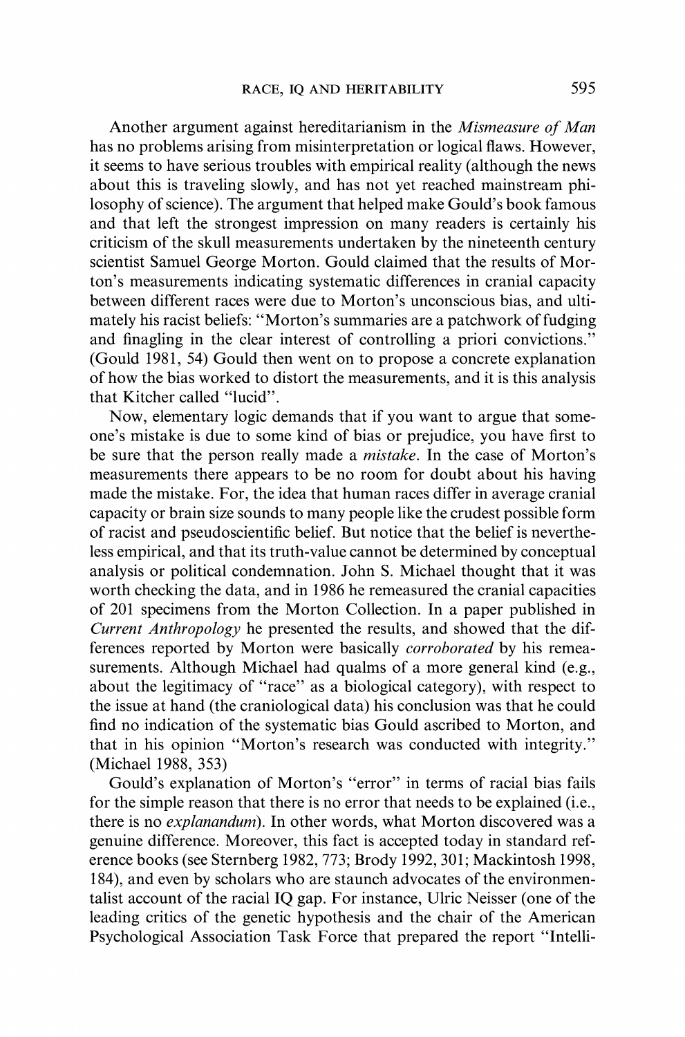Another argument against hereditarianism in the *Mismeasure of Man* has no problems arising from misinterpretation or logical flaws. However, it seems to have serious troubles with empirical reality (although the news about this is traveling slowly, and has not yet reached mainstream philosophy of science). The argument that helped make Gould's book famous and that left the strongest impression on many readers is certainly his criticism of the skull measurements undertaken by the nineteenth century scientist Samuel George Morton. Gould claimed that the results of Morton's measurements indicating systematic differences in cranial capacity between different races were due to Morton's unconscious bias, and ultimately his racist beliefs: "Morton's summaries are a patchwork of fudging and finagling in the clear interest of controlling a priori convictions." (Gould 1981, 54) Gould then went on to propose a concrete explanation of how the bias worked to distort the measurements, and it is this analysis that Kitcher called "lucid".

Now, elementary logic demands that if you want to argue that someone's mistake is due to some kind of bias or prejudice, you have first to be sure that the person really made a *mistake*. In the case of Morton's measurements there appears to be no room for doubt about his having made the mistake. For, the idea that human races differ in average cranial capacity or brain size sounds to many people like the crudest possible form of racist and pseudoscientific belief. But notice that the belief is nevertheless empirical, and that its truth-value cannot be determined by conceptual analysis or political condemnation. John S. Michael thought that it was worth checking the data, and in 1986 he remeasured the cranial capacities of 201 specimens from the Morton Collection. In a paper published in *Current Anthropology* he presented the results, and showed that the differences reported by Morton were basically *corroborated* by his remeasurements. Although Michael had qualms of a more general kind (e.g., about the legitimacy of "race" as a biological category), with respect to the issue at hand (the craniological data) his conclusion was that he could find no indication of the systematic bias Gould ascribed to Morton, and that in his opinion "Morton's research was conducted with integrity." (Michael 1988, 353)

Gould's explanation of Morton's "error" in terms of racial bias fails for the simple reason that there is no error that needs to be explained (i.e., there is no *explanandum*). In other words, what Morton discovered was a genuine difference. Moreover, this fact is accepted today in standard reference books (see Sternberg 1982, 773; Brody 1992, 301; Mackintosh 1998, 184), and even by scholars who are staunch advocates of the environmentalist account of the racial IQ gap. For instance, Ulric Neisser (one of the leading critics of the genetic hypothesis and the chair of the American Psychological Association Task Force that prepared the report "Intelli-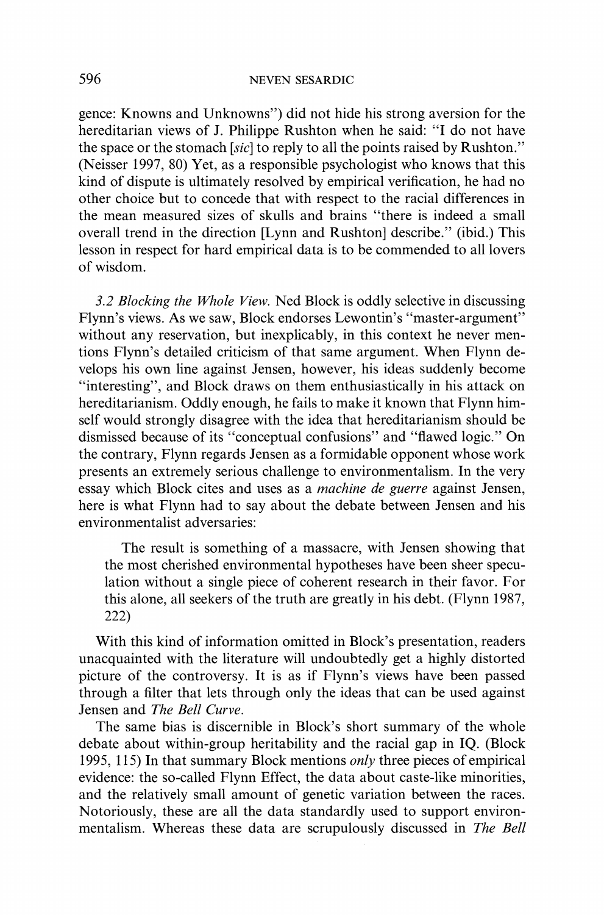gence: Knowns and Unknowns") did not hide his strong aversion for the hereditarian views of J. Philippe Rushton when he said: "I do not have the space or the stomach [*sic*] to reply to all the points raised by Rushton." (Neisser 1997, 80) Yet, as a responsible psychologist who knows that this kind of dispute is ultimately resolved by empirical verification, he had no other choice but to concede that with respect to the racial differences in the mean measured sizes of skulls and brains "there is indeed a small overall trend in the direction [Lynn and Rushton] describe." (ibid.) This lesson in respect for hard empirical data is to be commended to all lovers of wisdom.

*3.2 Blocking the Whole View.* Ned Block is oddly selective in discussing Flynn's views. As we saw, Block endorses Lewontin's "master-argument" without any reservation, but inexplicably, in this context he never mentions Flynn's detailed criticism of that same argument. When Flynn develops his own line against Jensen, however, his ideas suddenly become "interesting", and Block draws on them enthusiastically in his attack on hereditarianism. Oddly enough, he fails to make it known that Flynn himself would strongly disagree with the idea that hereditarianism should be dismissed because of its "conceptual confusions" and "flawed logic." On the contrary, Flynn regards Jensen as a formidable opponent whose work presents an extremely serious challenge to environmentalism. In the very essay which Block cites and uses as a *machine de guerre* against Jensen, here is what Flynn had to say about the debate between Jensen and his environmentalist adversaries:

> The result is something of a massacre, with Jensen showing that the most cherished environmental hypotheses have been sheer speculation without a single piece of coherent research in their favor. For this alone, all seekers of the truth are greatly in his debt. (Flynn 1987, 222)

With this kind of information omitted in Block's presentation, readers unacquainted with the literature will undoubtedly get a highly distorted picture of the controversy. It is as if Flynn's views have been passed through a filter that lets through only the ideas that can be used against Jensen and *The Bell Curve*.

The same bias is discernible in Block's short summary of the whole debate about within-group heritability and the racial gap in IQ. (Block 1995, 115) In that summary Block mentions *only* three pieces of empirical evidence: the so-called Flynn Effect, the data about caste-like minorities, and the relatively small amount of genetic variation between the races. Notoriously, these are all the data standardly used to support environmentalism. Whereas these data are scrupulously discussed in *The Bell*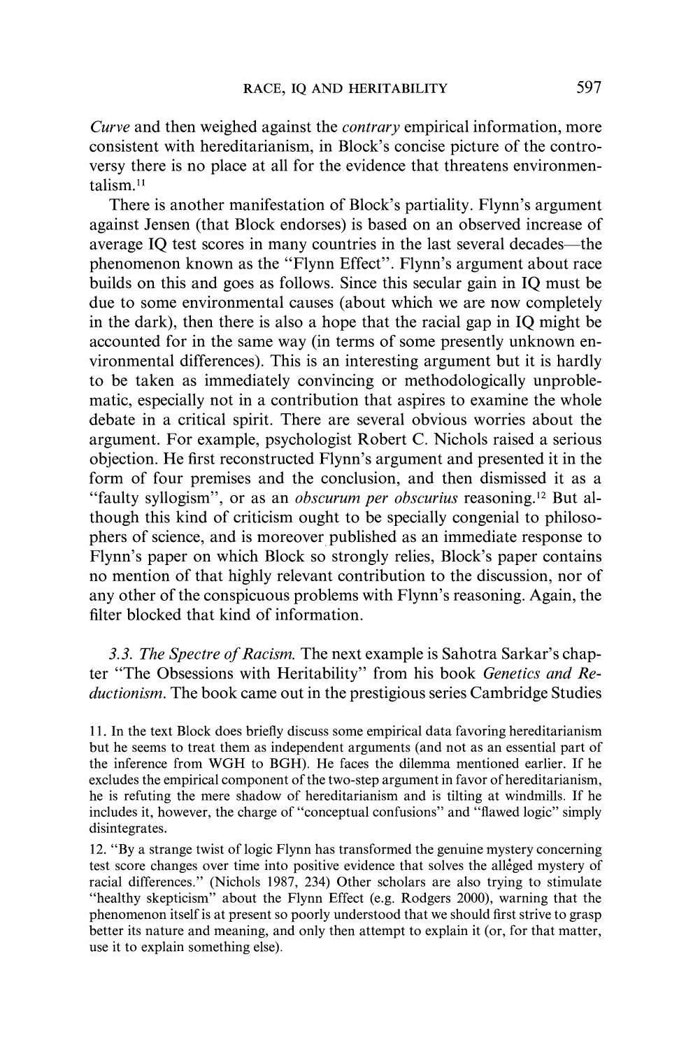*Curve* and then weighed against the *contrary* empirical information, more consistent with hereditarianism, in Block's concise picture of the controversy there is no place at all for the evidence that threatens environmentalism.[11]

There is another manifestation of Block's partiality. Flynn's argument against Jensen (that Block endorses) is based on an observed increase of average IQ test scores in many countries in the last several decades—the phenomenon known as the "Flynn Effect". Flynn's argument about race builds on this and goes as follows. Since this secular gain in IQ must be due to some environmental causes (about which we are now completely in the dark), then there is also a hope that the racial gap in IQ might be accounted for in the same way (in terms of some presently unknown environmental differences). This is an interesting argument but it is hardly to be taken as immediately convincing or methodologically unproblematic, especially not in a contribution that aspires to examine the whole debate in a critical spirit. There are several obvious worries about the argument. For example, psychologist Robert C. Nichols raised a serious objection. He first reconstructed Flynn's argument and presented it in the form of four premises and the conclusion, and then dismissed it as a "faulty syllogism", or as an *obscurum per obscurius* reasoning.[12] But although this kind of criticism ought to be specially congenial to philosophers of science, and is moreover published as an immediate response to Flynn's paper on which Block so strongly relies, Block's paper contains no mention of that highly relevant contribution to the discussion, nor of any other of the conspicuous problems with Flynn's reasoning. Again, the filter blocked that kind of information.

*3.3. The Spectre of Racism.* The next example is Sahotra Sarkar's chapter "The Obsessions with Heritability" from his book *Genetics and Reductionism.* The book came out in the prestigious series Cambridge Studies

11. In the text Block does briefly discuss some empirical data favoring hereditarianism but he seems to treat them as independent arguments (and not as an essential part of the inference from WGH to BGH). He faces the dilemma mentioned earlier. If he excludes the empirical component of the two-step argument in favor of hereditarianism, he is refuting the mere shadow of hereditarianism and is tilting at windmills. If he includes it, however, the charge of "conceptual confusions" and "flawed logic" simply disintegrates.

12. "By a strange twist of logic Flynn has transformed the genuine mystery concerning test score changes over time into positive evidence that solves the alleged mystery of racial differences." (Nichols 1987, 234) Other scholars are also trying to stimulate "healthy skepticism" about the Flynn Effect (e.g. Rodgers 2000), warning that the phenomenon itself is at present so poorly understood that we should first strive to grasp better its nature and meaning, and only then attempt to explain it (or, for that matter, use it to explain something else).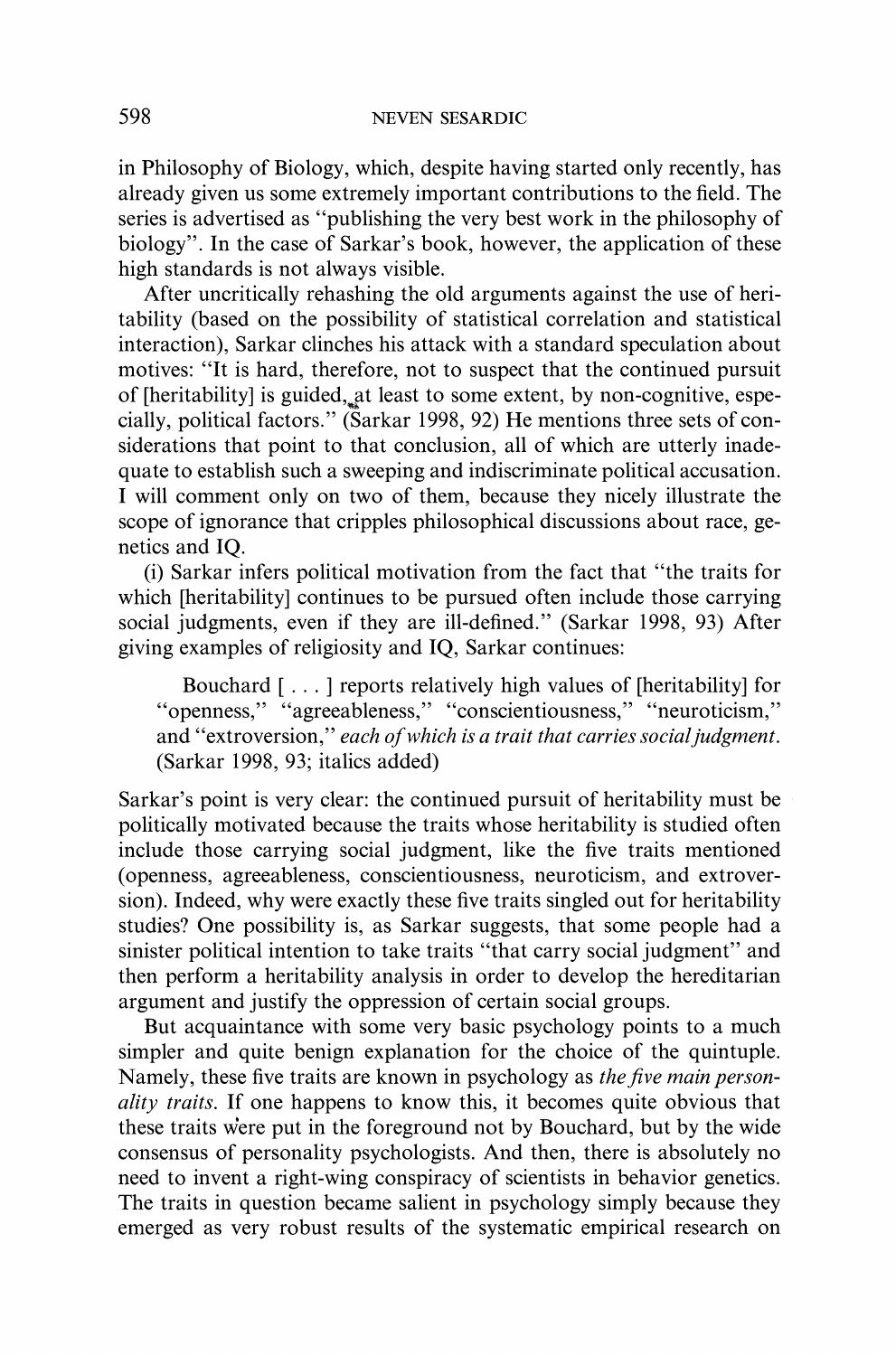in Philosophy of Biology, which, despite having started only recently, has already given us some extremely important contributions to the field. The series is advertised as "publishing the very best work in the philosophy of biology". In the case of Sarkar's book, however, the application of these high standards is not always visible.

After uncritically rehashing the old arguments against the use of heritability (based on the possibility of statistical correlation and statistical interaction), Sarkar clinches his attack with a standard speculation about motives: "It is hard, therefore, not to suspect that the continued pursuit of [heritability] is guided, at least to some extent, by non-cognitive, especially, political factors." (Sarkar 1998, 92) He mentions three sets of considerations that point to that conclusion, all of which are utterly inadequate to establish such a sweeping and indiscriminate political accusation. I will comment only on two of them, because they nicely illustrate the scope of ignorance that cripples philosophical discussions about race, genetics and IQ.

(i) Sarkar infers political motivation from the fact that "the traits for which [heritability] continues to be pursued often include those carrying social judgments, even if they are ill-defined." (Sarkar 1998, 93) After giving examples of religiosity and IQ, Sarkar continues:

> Bouchard [ . . . ] reports relatively high values of [heritability] for "openness," "agreeableness," "conscientiousness," "neuroticism," and "extroversion," *each of which is a trait that carries social judgment*. (Sarkar 1998, 93; italics added)

Sarkar's point is very clear: the continued pursuit of heritability must be politically motivated because the traits whose heritability is studied often include those carrying social judgment, like the five traits mentioned (openness, agreeableness, conscientiousness, neuroticism, and extroversion). Indeed, why were exactly these five traits singled out for heritability studies? One possibility is, as Sarkar suggests, that some people had a sinister political intention to take traits "that carry social judgment" and then perform a heritability analysis in order to develop the hereditarian argument and justify the oppression of certain social groups.

But acquaintance with some very basic psychology points to a much simpler and quite benign explanation for the choice of the quintuple. Namely, these five traits are known in psychology as *the five main personality traits*. If one happens to know this, it becomes quite obvious that these traits were put in the foreground not by Bouchard, but by the wide consensus of personality psychologists. And then, there is absolutely no need to invent a right-wing conspiracy of scientists in behavior genetics. The traits in question became salient in psychology simply because they emerged as very robust results of the systematic empirical research on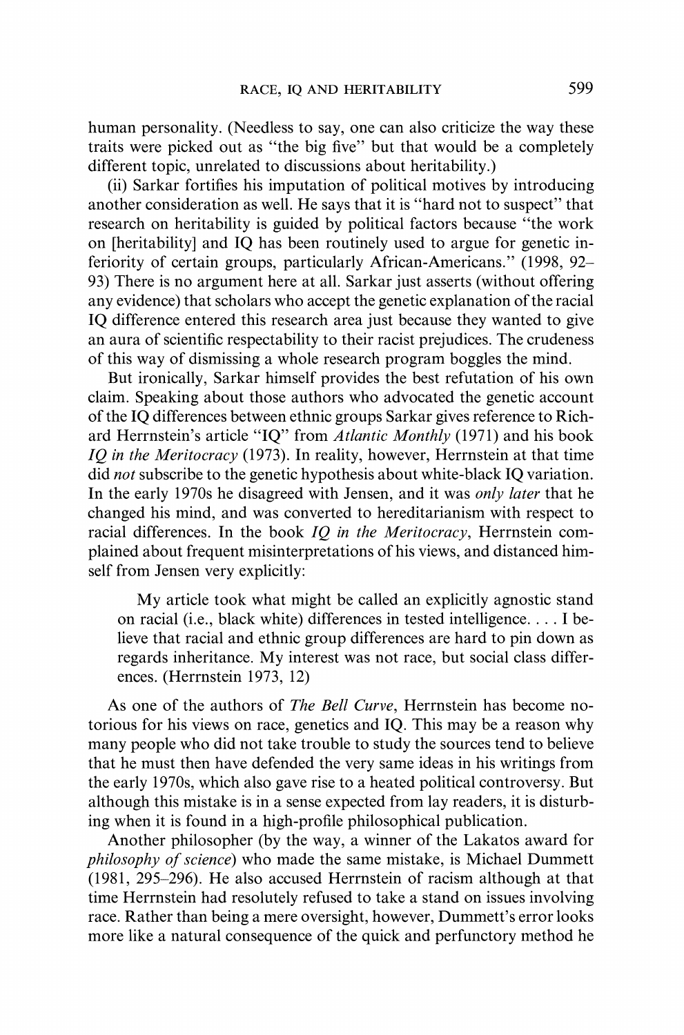human personality. (Needless to say, one can also criticize the way these traits were picked out as "the big five" but that would be a completely different topic, unrelated to discussions about heritability.)

(ii) Sarkar fortifies his imputation of political motives by introducing another consideration as well. He says that it is "hard not to suspect" that research on heritability is guided by political factors because "the work on [heritability] and IQ has been routinely used to argue for genetic inferiority of certain groups, particularly African-Americans." (1998, 92–93) There is no argument here at all. Sarkar just asserts (without offering any evidence) that scholars who accept the genetic explanation of the racial IQ difference entered this research area just because they wanted to give an aura of scientific respectability to their racist prejudices. The crudeness of this way of dismissing a whole research program boggles the mind.

But ironically, Sarkar himself provides the best refutation of his own claim. Speaking about those authors who advocated the genetic account of the IQ differences between ethnic groups Sarkar gives reference to Richard Herrnstein's article "IQ" from *Atlantic Monthly* (1971) and his book *IQ in the Meritocracy* (1973). In reality, however, Herrnstein at that time did *not* subscribe to the genetic hypothesis about white-black IQ variation. In the early 1970s he disagreed with Jensen, and it was *only later* that he changed his mind, and was converted to hereditarianism with respect to racial differences. In the book *IQ in the Meritocracy*, Herrnstein complained about frequent misinterpretations of his views, and distanced himself from Jensen very explicitly:

> My article took what might be called an explicitly agnostic stand on racial (i.e., black white) differences in tested intelligence. . . . I believe that racial and ethnic group differences are hard to pin down as regards inheritance. My interest was not race, but social class differences. (Herrnstein 1973, 12)

As one of the authors of *The Bell Curve*, Herrnstein has become notorious for his views on race, genetics and IQ. This may be a reason why many people who did not take trouble to study the sources tend to believe that he must then have defended the very same ideas in his writings from the early 1970s, which also gave rise to a heated political controversy. But although this mistake is in a sense expected from lay readers, it is disturbing when it is found in a high-profile philosophical publication.

Another philosopher (by the way, a winner of the Lakatos award for *philosophy of science*) who made the same mistake, is Michael Dummett (1981, 295–296). He also accused Herrnstein of racism although at that time Herrnstein had resolutely refused to take a stand on issues involving race. Rather than being a mere oversight, however, Dummett's error looks more like a natural consequence of the quick and perfunctory method he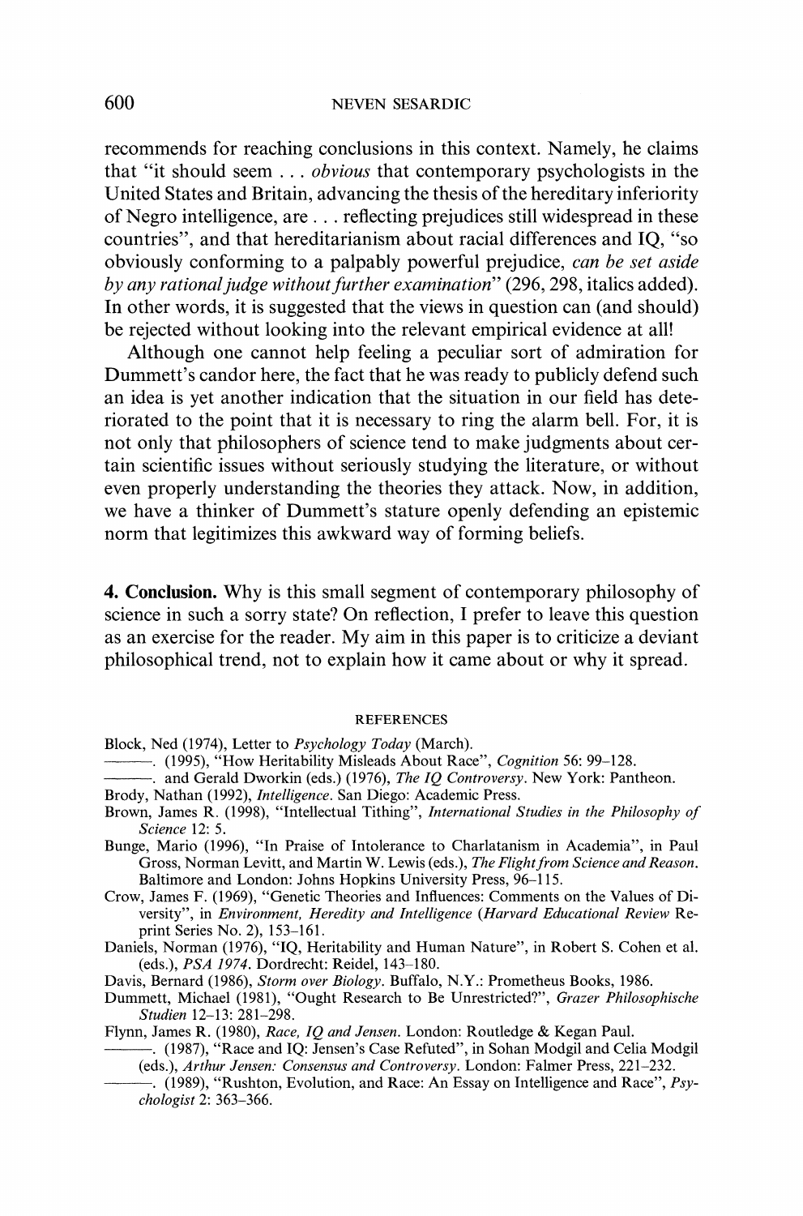recommends for reaching conclusions in this context. Namely, he claims that "it should seem . . . *obvious* that contemporary psychologists in the United States and Britain, advancing the thesis of the hereditary inferiority of Negro intelligence, are . . . reflecting prejudices still widespread in these countries", and that hereditarianism about racial differences and IQ, "so obviously conforming to a palpably powerful prejudice, *can be set aside by any rational judge without further examination*" (296, 298, italics added). In other words, it is suggested that the views in question can (and should) be rejected without looking into the relevant empirical evidence at all!

Although one cannot help feeling a peculiar sort of admiration for Dummett's candor here, the fact that he was ready to publicly defend such an idea is yet another indication that the situation in our field has deteriorated to the point that it is necessary to ring the alarm bell. For, it is not only that philosophers of science tend to make judgments about certain scientific issues without seriously studying the literature, or without even properly understanding the theories they attack. Now, in addition, we have a thinker of Dummett's stature openly defending an epistemic norm that legitimizes this awkward way of forming beliefs.

**4. Conclusion.** Why is this small segment of contemporary philosophy of science in such a sorry state? On reflection, I prefer to leave this question as an exercise for the reader. My aim in this paper is to criticize a deviant philosophical trend, not to explain how it came about or why it spread.

## REFERENCES

Block, Ned (1974), Letter to *Psychology Today* (March).

———. (1995), "How Heritability Misleads About Race", *Cognition* 56: 99–128.

———. and Gerald Dworkin (eds.) (1976), *The IQ Controversy*. New York: Pantheon.

Brody, Nathan (1992), *Intelligence*. San Diego: Academic Press.

Brown, James R. (1998), "Intellectual Tithing", *International Studies in the Philosophy of Science* 12: 5.

Bunge, Mario (1996), "In Praise of Intolerance to Charlatanism in Academia", in Paul Gross, Norman Levitt, and Martin W. Lewis (eds.), *The Flight from Science and Reason*. Baltimore and London: Johns Hopkins University Press, 96–115.

Crow, James F. (1969), "Genetic Theories and Influences: Comments on the Values of Diversity", in *Environment, Heredity and Intelligence* (*Harvard Educational Review* Reprint Series No. 2), 153–161.

Daniels, Norman (1976), "IQ, Heritability and Human Nature", in Robert S. Cohen et al. (eds.), *PSA 1974*. Dordrecht: Reidel, 143–180.

Davis, Bernard (1986), *Storm over Biology*. Buffalo, N.Y.: Prometheus Books, 1986.

Dummett, Michael (1981), "Ought Research to Be Unrestricted?", *Grazer Philosophische Studien* 12–13: 281–298.

Flynn, James R. (1980), *Race, IQ and Jensen*. London: Routledge & Kegan Paul.

———. (1987), "Race and IQ: Jensen's Case Refuted", in Sohan Modgil and Celia Modgil (eds.), *Arthur Jensen: Consensus and Controversy*. London: Falmer Press, 221–232.

———. (1989), "Rushton, Evolution, and Race: An Essay on Intelligence and Race", *Psychologist* 2: 363–366.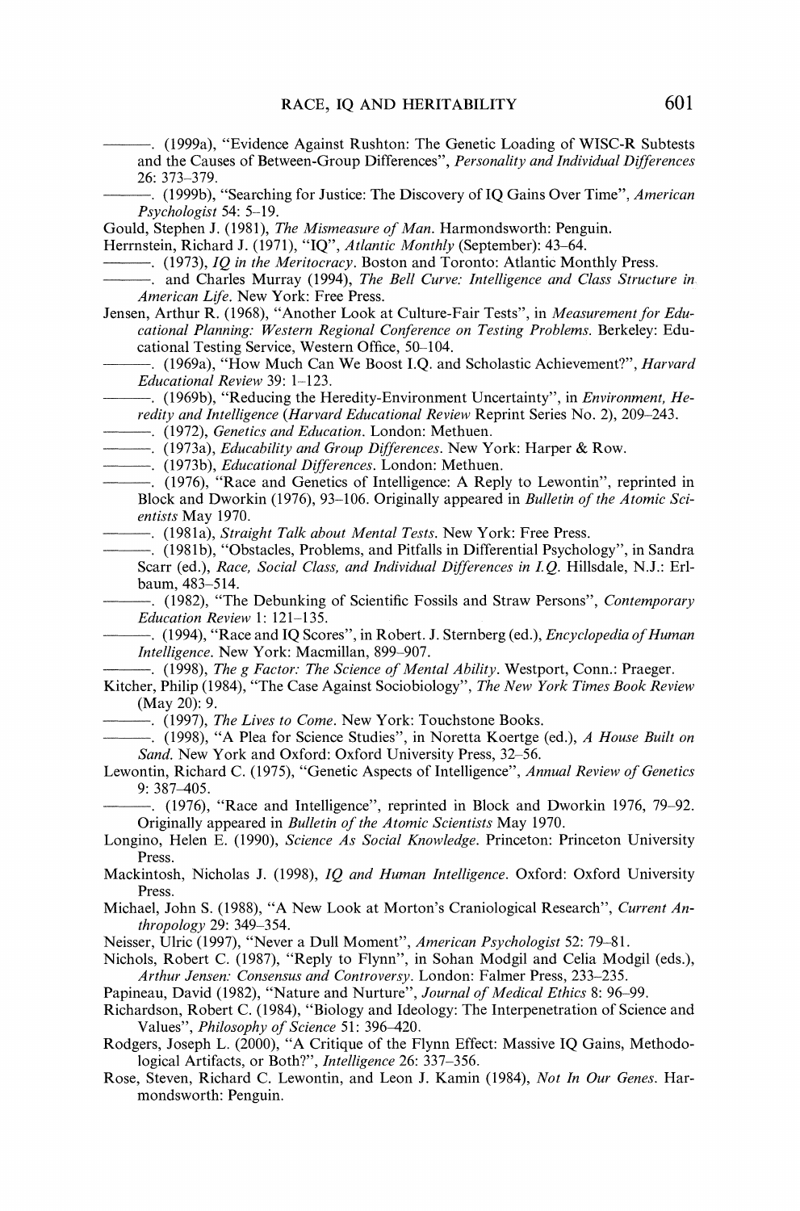———. (1999a), "Evidence Against Rushton: The Genetic Loading of WISC-R Subtests and the Causes of Between-Group Differences", *Personality and Individual Differences* 26: 373–379.

———. (1999b), "Searching for Justice: The Discovery of IQ Gains Over Time", *American Psychologist* 54: 5–19.

Gould, Stephen J. (1981), *The Mismeasure of Man*. Harmondsworth: Penguin.

Herrnstein, Richard J. (1971), "IQ", *Atlantic Monthly* (September): 43–64.

———. (1973), *IQ in the Meritocracy*. Boston and Toronto: Atlantic Monthly Press.

———. and Charles Murray (1994), *The Bell Curve: Intelligence and Class Structure in American Life*. New York: Free Press.

Jensen, Arthur R. (1968), "Another Look at Culture-Fair Tests", in *Measurement for Educational Planning: Western Regional Conference on Testing Problems*. Berkeley: Educational Testing Service, Western Office, 50–104.

———. (1969a), "How Much Can We Boost I.Q. and Scholastic Achievement?", *Harvard Educational Review* 39: 1–123.

———. (1969b), "Reducing the Heredity-Environment Uncertainty", in *Environment, Heredity and Intelligence* (*Harvard Educational Review* Reprint Series No. 2), 209–243.

———. (1972), *Genetics and Education*. London: Methuen.

———. (1973a), *Educability and Group Differences*. New York: Harper & Row.

———. (1973b), *Educational Differences*. London: Methuen.

———. (1976), "Race and Genetics of Intelligence: A Reply to Lewontin", reprinted in Block and Dworkin (1976), 93–106. Originally appeared in *Bulletin of the Atomic Scientists* May 1970.

———. (1981a), *Straight Talk about Mental Tests*. New York: Free Press.

———. (1981b), "Obstacles, Problems, and Pitfalls in Differential Psychology", in Sandra Scarr (ed.), *Race, Social Class, and Individual Differences in I.Q.* Hillsdale, N.J.: Erlbaum, 483–514.

———. (1982), "The Debunking of Scientific Fossils and Straw Persons", *Contemporary Education Review* 1: 121–135.

———. (1994), "Race and IQ Scores", in Robert. J. Sternberg (ed.), *Encyclopedia of Human Intelligence*. New York: Macmillan, 899–907.

———. (1998), *The g Factor: The Science of Mental Ability*. Westport, Conn.: Praeger.

Kitcher, Philip (1984), "The Case Against Sociobiology", *The New York Times Book Review* (May 20): 9.

———. (1997), *The Lives to Come*. New York: Touchstone Books.

———. (1998), "A Plea for Science Studies", in Noretta Koertge (ed.), *A House Built on Sand*. New York and Oxford: Oxford University Press, 32–56.

Lewontin, Richard C. (1975), "Genetic Aspects of Intelligence", *Annual Review of Genetics* 9: 387–405.

———. (1976), "Race and Intelligence", reprinted in Block and Dworkin 1976, 79–92. Originally appeared in *Bulletin of the Atomic Scientists* May 1970.

Longino, Helen E. (1990), *Science As Social Knowledge*. Princeton: Princeton University Press.

Mackintosh, Nicholas J. (1998), *IQ and Human Intelligence*. Oxford: Oxford University Press.

Michael, John S. (1988), "A New Look at Morton's Craniological Research", *Current Anthropology* 29: 349–354.

Neisser, Ulric (1997), "Never a Dull Moment", *American Psychologist* 52: 79–81.

Nichols, Robert C. (1987), "Reply to Flynn", in Sohan Modgil and Celia Modgil (eds.), *Arthur Jensen: Consensus and Controversy*. London: Falmer Press, 233–235.

Papineau, David (1982), "Nature and Nurture", *Journal of Medical Ethics* 8: 96–99.

Richardson, Robert C. (1984), "Biology and Ideology: The Interpenetration of Science and Values", *Philosophy of Science* 51: 396–420.

Rodgers, Joseph L. (2000), "A Critique of the Flynn Effect: Massive IQ Gains, Methodological Artifacts, or Both?", *Intelligence* 26: 337–356.

Rose, Steven, Richard C. Lewontin, and Leon J. Kamin (1984), *Not In Our Genes*. Harmondsworth: Penguin.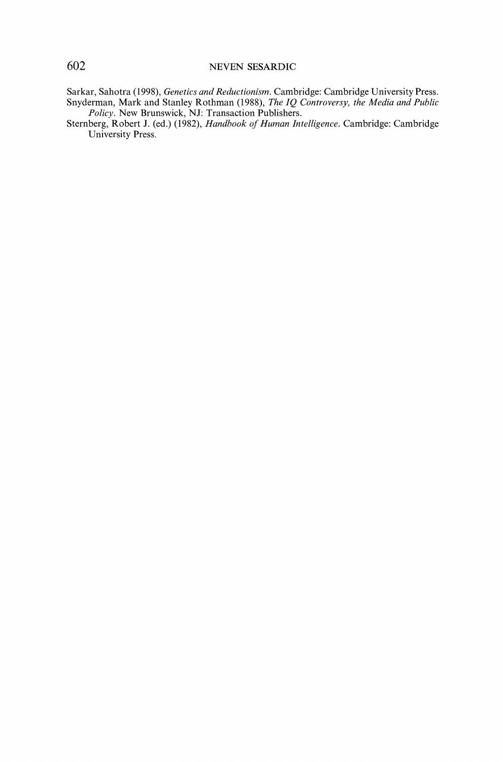Sarkar, Sahotra (1998), *Genetics and Reductionism*. Cambridge: Cambridge University Press.

Snyderman, Mark and Stanley Rothman (1988), *The IQ Controversy, the Media and Public Policy*. New Brunswick, NJ: Transaction Publishers.

Sternberg, Robert J. (ed.) (1982), *Handbook of Human Intelligence*. Cambridge: Cambridge University Press.